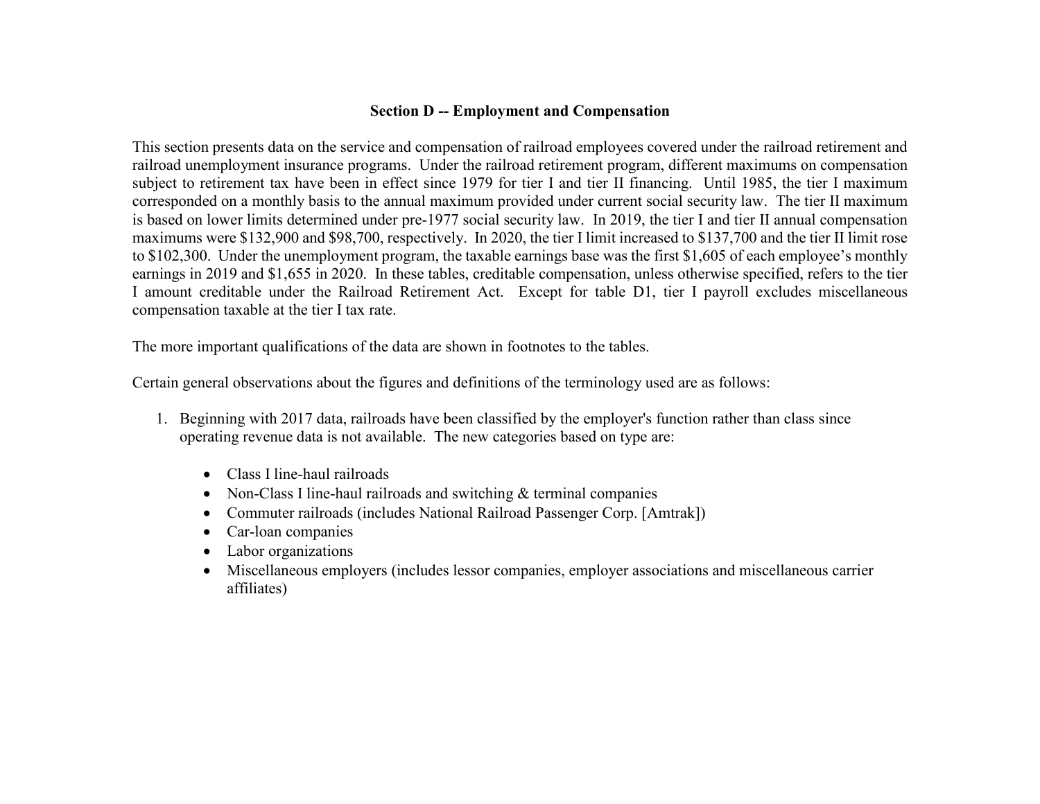## Section D -- Employment and Compensation

This section presents data on the service and compensation of railroad employees covered under the railroad retirement and railroad unemployment insurance programs. Under the railroad retirement program, different maximums on compensation subject to retirement tax have been in effect since 1979 for tier I and tier II financing. Until 1985, the tier I maximum corresponded on a monthly basis to the annual maximum provided under current social security law. The tier II maximum is based on lower limits determined under pre-1977 social security law. In 2019, the tier I and tier II annual compensation maximums were $132,900 and $98,700, respectively. In 2020, the tier I limit increased to $137,700 and the tier II limit rose to $102,300. Under the unemployment program, the taxable earnings base was the first $1,605 of each employee's monthly earnings in 2019 and $1,655 in 2020. In these tables, creditable compensation, unless otherwise specified, refers to the tier I amount creditable under the Railroad Retirement Act. Except for table D1, tier I payroll excludes miscellaneous compensation taxable at the tier I tax rate.

The more important qualifications of the data are shown in footnotes to the tables.

Certain general observations about the figures and definitions of the terminology used are as follows:

1. Beginning with 2017 data, railroads have been classified by the employer's function rather than class since operating revenue data is not available. The new categories based on type are:

   - Class I line-haul railroads
   - Non-Class I line-haul railroads and switching & terminal companies
   - Commuter railroads (includes National Railroad Passenger Corp. [Amtrak])
   - Car-loan companies
   - Labor organizations
   - Miscellaneous employers (includes lessor companies, employer associations and miscellaneous carrier affiliates)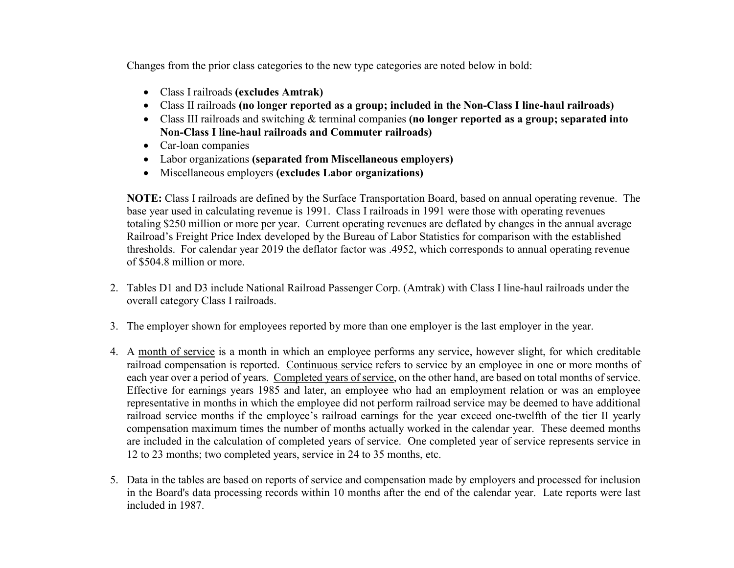Changes from the prior class categories to the new type categories are noted below in bold:

- Class I railroads **(excludes Amtrak)**
- Class II railroads **(no longer reported as a group; included in the Non-Class I line-haul railroads)**
- Class III railroads and switching & terminal companies **(no longer reported as a group; separated into Non-Class I line-haul railroads and Commuter railroads)**
- Car-loan companies
- Labor organizations **(separated from Miscellaneous employers)**
- Miscellaneous employers **(excludes Labor organizations)**

**NOTE:** Class I railroads are defined by the Surface Transportation Board, based on annual operating revenue. The base year used in calculating revenue is 1991. Class I railroads in 1991 were those with operating revenues totaling $250 million or more per year. Current operating revenues are deflated by changes in the annual average Railroad's Freight Price Index developed by the Bureau of Labor Statistics for comparison with the established thresholds. For calendar year 2019 the deflator factor was .4952, which corresponds to annual operating revenue of $504.8 million or more.

2. Tables D1 and D3 include National Railroad Passenger Corp. (Amtrak) with Class I line-haul railroads under the overall category Class I railroads.

3. The employer shown for employees reported by more than one employer is the last employer in the year.

4. A month of service is a month in which an employee performs any service, however slight, for which creditable railroad compensation is reported. Continuous service refers to service by an employee in one or more months of each year over a period of years. Completed years of service, on the other hand, are based on total months of service. Effective for earnings years 1985 and later, an employee who had an employment relation or was an employee representative in months in which the employee did not perform railroad service may be deemed to have additional railroad service months if the employee's railroad earnings for the year exceed one-twelfth of the tier II yearly compensation maximum times the number of months actually worked in the calendar year. These deemed months are included in the calculation of completed years of service. One completed year of service represents service in 12 to 23 months; two completed years, service in 24 to 35 months, etc.

5. Data in the tables are based on reports of service and compensation made by employers and processed for inclusion in the Board's data processing records within 10 months after the end of the calendar year. Late reports were last included in 1987.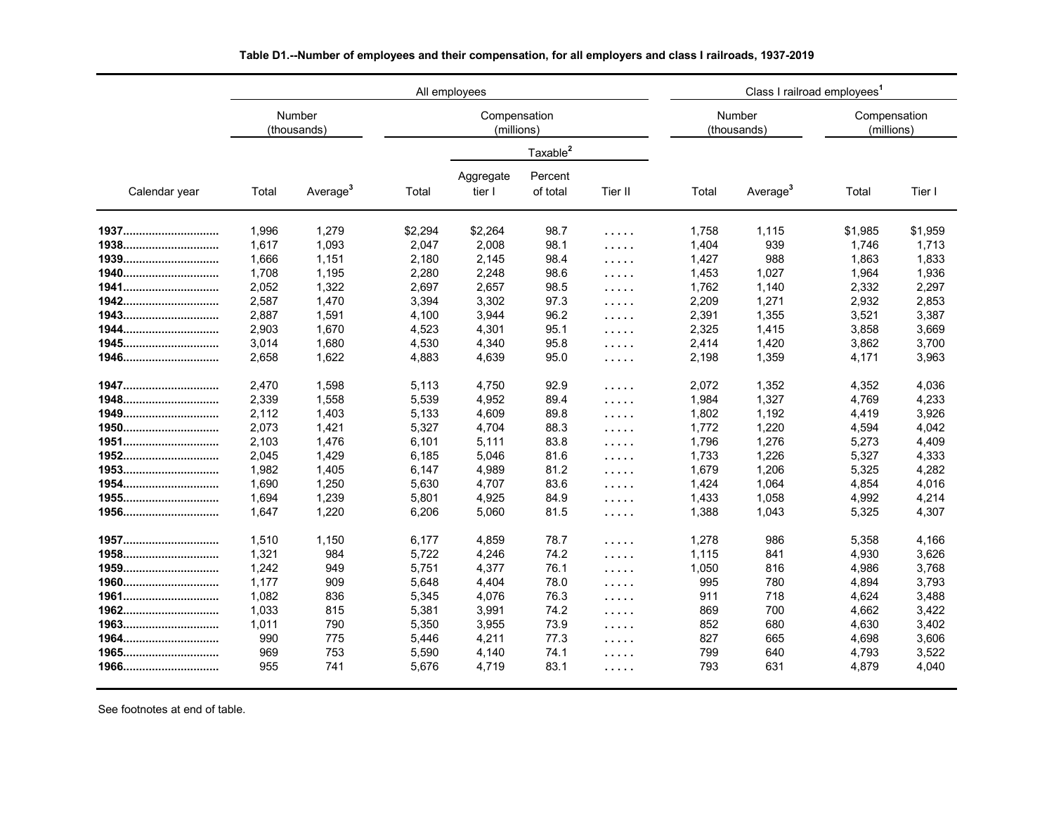**Table D1.--Number of employees and their compensation, for all employers and class I railroads, 1937-2019**

| Calendar year | All employees | | | | | | Class I railroad employees[1] | | | |
|---|---|---|---|---|---|---|---|---|---|---|
| | Number (thousands) | | Compensation (millions) | | | | Number (thousands) | | Compensation (millions) | |
| | | | | Taxable[2] | | | | | | |
| | Total | Average[3] | Total | Aggregate tier I | Percent of total | Tier II | Total | Average[3] | Total | Tier I |
| 1937 | 1,996 | 1,279 | $2,294 | $2,264 | 98.7 | ..... | 1,758 | 1,115 | $1,985 | $1,959 |
| 1938 | 1,617 | 1,093 | 2,047 | 2,008 | 98.1 | ..... | 1,404 | 939 | 1,746 | 1,713 |
| 1939 | 1,666 | 1,151 | 2,180 | 2,145 | 98.4 | ..... | 1,427 | 988 | 1,863 | 1,833 |
| 1940 | 1,708 | 1,195 | 2,280 | 2,248 | 98.6 | ..... | 1,453 | 1,027 | 1,964 | 1,936 |
| 1941 | 2,052 | 1,322 | 2,697 | 2,657 | 98.5 | ..... | 1,762 | 1,140 | 2,332 | 2,297 |
| 1942 | 2,587 | 1,470 | 3,394 | 3,302 | 97.3 | ..... | 2,209 | 1,271 | 2,932 | 2,853 |
| 1943 | 2,887 | 1,591 | 4,100 | 3,944 | 96.2 | ..... | 2,391 | 1,355 | 3,521 | 3,387 |
| 1944 | 2,903 | 1,670 | 4,523 | 4,301 | 95.1 | ..... | 2,325 | 1,415 | 3,858 | 3,669 |
| 1945 | 3,014 | 1,680 | 4,530 | 4,340 | 95.8 | ..... | 2,414 | 1,420 | 3,862 | 3,700 |
| 1946 | 2,658 | 1,622 | 4,883 | 4,639 | 95.0 | ..... | 2,198 | 1,359 | 4,171 | 3,963 |
| 1947 | 2,470 | 1,598 | 5,113 | 4,750 | 92.9 | ..... | 2,072 | 1,352 | 4,352 | 4,036 |
| 1948 | 2,339 | 1,558 | 5,539 | 4,952 | 89.4 | ..... | 1,984 | 1,327 | 4,769 | 4,233 |
| 1949 | 2,112 | 1,403 | 5,133 | 4,609 | 89.8 | ..... | 1,802 | 1,192 | 4,419 | 3,926 |
| 1950 | 2,073 | 1,421 | 5,327 | 4,704 | 88.3 | ..... | 1,772 | 1,220 | 4,594 | 4,042 |
| 1951 | 2,103 | 1,476 | 6,101 | 5,111 | 83.8 | ..... | 1,796 | 1,276 | 5,273 | 4,409 |
| 1952 | 2,045 | 1,429 | 6,185 | 5,046 | 81.6 | ..... | 1,733 | 1,226 | 5,327 | 4,333 |
| 1953 | 1,982 | 1,405 | 6,147 | 4,989 | 81.2 | ..... | 1,679 | 1,206 | 5,325 | 4,282 |
| 1954 | 1,690 | 1,250 | 5,630 | 4,707 | 83.6 | ..... | 1,424 | 1,064 | 4,854 | 4,016 |
| 1955 | 1,694 | 1,239 | 5,801 | 4,925 | 84.9 | ..... | 1,433 | 1,058 | 4,992 | 4,214 |
| 1956 | 1,647 | 1,220 | 6,206 | 5,060 | 81.5 | ..... | 1,388 | 1,043 | 5,325 | 4,307 |
| 1957 | 1,510 | 1,150 | 6,177 | 4,859 | 78.7 | ..... | 1,278 | 986 | 5,358 | 4,166 |
| 1958 | 1,321 | 984 | 5,722 | 4,246 | 74.2 | ..... | 1,115 | 841 | 4,930 | 3,626 |
| 1959 | 1,242 | 949 | 5,751 | 4,377 | 76.1 | ..... | 1,050 | 816 | 4,986 | 3,768 |
| 1960 | 1,177 | 909 | 5,648 | 4,404 | 78.0 | ..... | 995 | 780 | 4,894 | 3,793 |
| 1961 | 1,082 | 836 | 5,345 | 4,076 | 76.3 | ..... | 911 | 718 | 4,624 | 3,488 |
| 1962 | 1,033 | 815 | 5,381 | 3,991 | 74.2 | ..... | 869 | 700 | 4,662 | 3,422 |
| 1963 | 1,011 | 790 | 5,350 | 3,955 | 73.9 | ..... | 852 | 680 | 4,630 | 3,402 |
| 1964 | 990 | 775 | 5,446 | 4,211 | 77.3 | ..... | 827 | 665 | 4,698 | 3,606 |
| 1965 | 969 | 753 | 5,590 | 4,140 | 74.1 | ..... | 799 | 640 | 4,793 | 3,522 |
| 1966 | 955 | 741 | 5,676 | 4,719 | 83.1 | ..... | 793 | 631 | 4,879 | 4,040 |

See footnotes at end of table.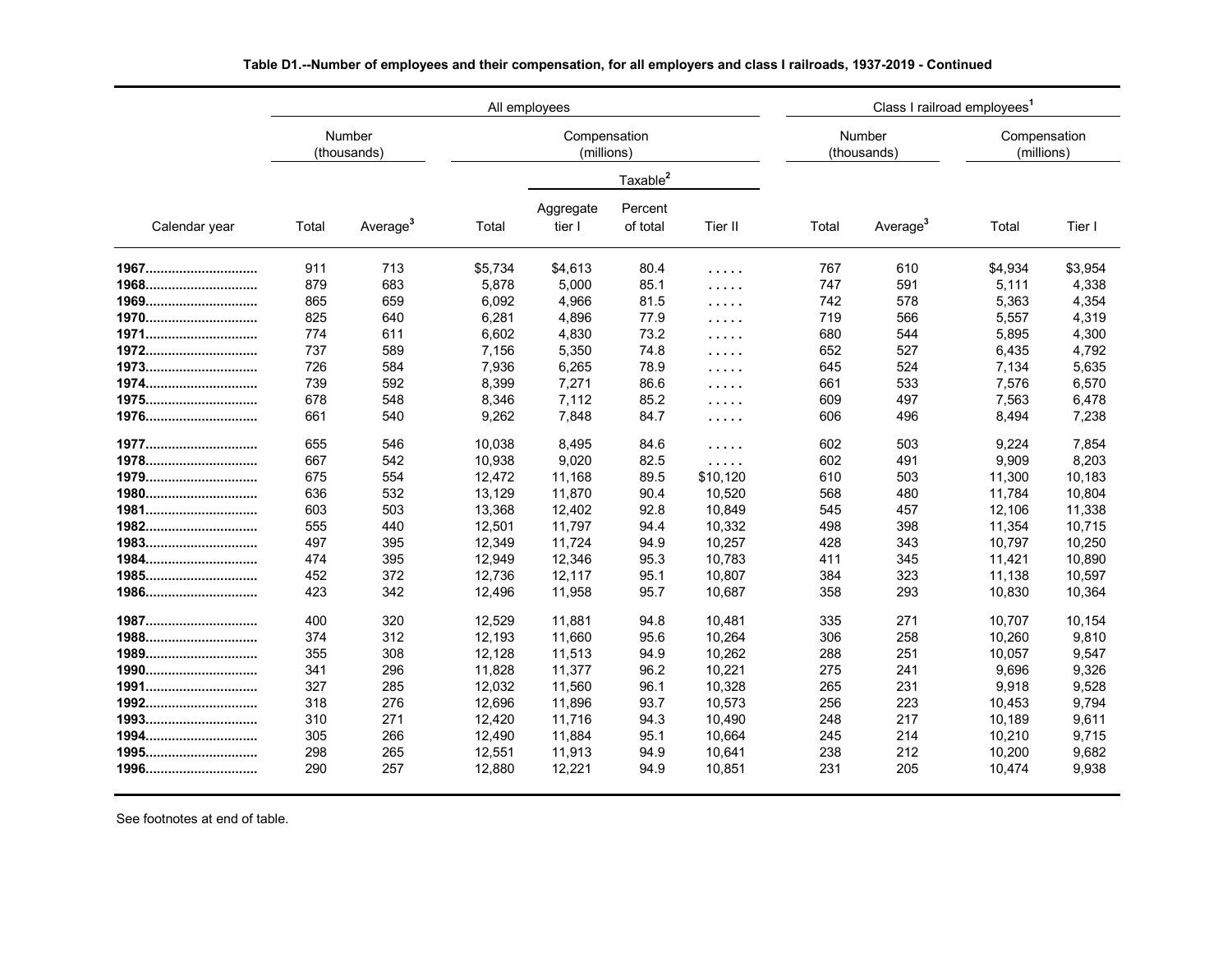**Table D1.--Number of employees and their compensation, for all employers and class I railroads, 1937-2019 - Continued**

| Calendar year | All employees | | | | | | Class I railroad employees[1] | | | |
|---|---|---|---|---|---|---|---|---|---|---|
| | Number (thousands) | | Compensation (millions) | | | | Number (thousands) | | Compensation (millions) | |
| | | | | Taxable[2] | | | | | | |
| | Total | Average[3] | Total | Aggregate tier I | Percent of total | Tier II | Total | Average[3] | Total | Tier I |
| **1967** | 911 | 713 | $5,734 | $4,613 | 80.4 | ..... | 767 | 610 | $4,934 | $3,954 |
| **1968** | 879 | 683 | 5,878 | 5,000 | 85.1 | ..... | 747 | 591 | 5,111 | 4,338 |
| **1969** | 865 | 659 | 6,092 | 4,966 | 81.5 | ..... | 742 | 578 | 5,363 | 4,354 |
| **1970** | 825 | 640 | 6,281 | 4,896 | 77.9 | ..... | 719 | 566 | 5,557 | 4,319 |
| **1971** | 774 | 611 | 6,602 | 4,830 | 73.2 | ..... | 680 | 544 | 5,895 | 4,300 |
| **1972** | 737 | 589 | 7,156 | 5,350 | 74.8 | ..... | 652 | 527 | 6,435 | 4,792 |
| **1973** | 726 | 584 | 7,936 | 6,265 | 78.9 | ..... | 645 | 524 | 7,134 | 5,635 |
| **1974** | 739 | 592 | 8,399 | 7,271 | 86.6 | ..... | 661 | 533 | 7,576 | 6,570 |
| **1975** | 678 | 548 | 8,346 | 7,112 | 85.2 | ..... | 609 | 497 | 7,563 | 6,478 |
| **1976** | 661 | 540 | 9,262 | 7,848 | 84.7 | ..... | 606 | 496 | 8,494 | 7,238 |
| **1977** | 655 | 546 | 10,038 | 8,495 | 84.6 | ..... | 602 | 503 | 9,224 | 7,854 |
| **1978** | 667 | 542 | 10,938 | 9,020 | 82.5 | ..... | 602 | 491 | 9,909 | 8,203 |
| **1979** | 675 | 554 | 12,472 | 11,168 | 89.5 | $10,120 | 610 | 503 | 11,300 | 10,183 |
| **1980** | 636 | 532 | 13,129 | 11,870 | 90.4 | 10,520 | 568 | 480 | 11,784 | 10,804 |
| **1981** | 603 | 503 | 13,368 | 12,402 | 92.8 | 10,849 | 545 | 457 | 12,106 | 11,338 |
| **1982** | 555 | 440 | 12,501 | 11,797 | 94.4 | 10,332 | 498 | 398 | 11,354 | 10,715 |
| **1983** | 497 | 395 | 12,349 | 11,724 | 94.9 | 10,257 | 428 | 343 | 10,797 | 10,250 |
| **1984** | 474 | 395 | 12,949 | 12,346 | 95.3 | 10,783 | 411 | 345 | 11,421 | 10,890 |
| **1985** | 452 | 372 | 12,736 | 12,117 | 95.1 | 10,807 | 384 | 323 | 11,138 | 10,597 |
| **1986** | 423 | 342 | 12,496 | 11,958 | 95.7 | 10,687 | 358 | 293 | 10,830 | 10,364 |
| **1987** | 400 | 320 | 12,529 | 11,881 | 94.8 | 10,481 | 335 | 271 | 10,707 | 10,154 |
| **1988** | 374 | 312 | 12,193 | 11,660 | 95.6 | 10,264 | 306 | 258 | 10,260 | 9,810 |
| **1989** | 355 | 308 | 12,128 | 11,513 | 94.9 | 10,262 | 288 | 251 | 10,057 | 9,547 |
| **1990** | 341 | 296 | 11,828 | 11,377 | 96.2 | 10,221 | 275 | 241 | 9,696 | 9,326 |
| **1991** | 327 | 285 | 12,032 | 11,560 | 96.1 | 10,328 | 265 | 231 | 9,918 | 9,528 |
| **1992** | 318 | 276 | 12,696 | 11,896 | 93.7 | 10,573 | 256 | 223 | 10,453 | 9,794 |
| **1993** | 310 | 271 | 12,420 | 11,716 | 94.3 | 10,490 | 248 | 217 | 10,189 | 9,611 |
| **1994** | 305 | 266 | 12,490 | 11,884 | 95.1 | 10,664 | 245 | 214 | 10,210 | 9,715 |
| **1995** | 298 | 265 | 12,551 | 11,913 | 94.9 | 10,641 | 238 | 212 | 10,200 | 9,682 |
| **1996** | 290 | 257 | 12,880 | 12,221 | 94.9 | 10,851 | 231 | 205 | 10,474 | 9,938 |

See footnotes at end of table.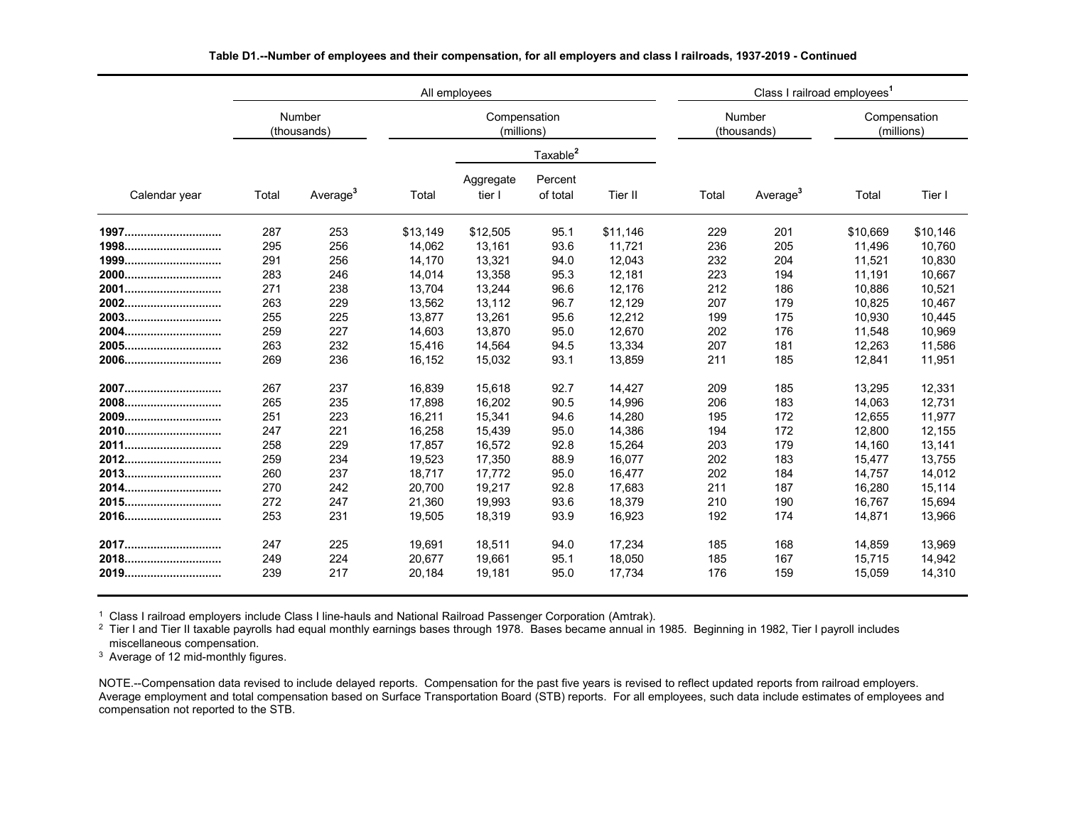**Table D1.--Number of employees and their compensation, for all employers and class I railroads, 1937-2019 - Continued**

| | All employees | | | | | | Class I railroad employees[1] | | | |
|---|---|---|---|---|---|---|---|---|---|---|
| | Number (thousands) | | Compensation (millions) | | | | Number (thousands) | | Compensation (millions) | |
| | | | | Taxable[2] | | | | | | |
| Calendar year | Total | Average[3] | Total | Aggregate tier I | Percent of total | Tier II | Total | Average[3] | Total | Tier I |
| 1997 | 287 | 253 | $13,149 | $12,505 | 95.1 | $11,146 | 229 | 201 | $10,669 | $10,146 |
| 1998 | 295 | 256 | 14,062 | 13,161 | 93.6 | 11,721 | 236 | 205 | 11,496 | 10,760 |
| 1999 | 291 | 256 | 14,170 | 13,321 | 94.0 | 12,043 | 232 | 204 | 11,521 | 10,830 |
| 2000 | 283 | 246 | 14,014 | 13,358 | 95.3 | 12,181 | 223 | 194 | 11,191 | 10,667 |
| 2001 | 271 | 238 | 13,704 | 13,244 | 96.6 | 12,176 | 212 | 186 | 10,886 | 10,521 |
| 2002 | 263 | 229 | 13,562 | 13,112 | 96.7 | 12,129 | 207 | 179 | 10,825 | 10,467 |
| 2003 | 255 | 225 | 13,877 | 13,261 | 95.6 | 12,212 | 199 | 175 | 10,930 | 10,445 |
| 2004 | 259 | 227 | 14,603 | 13,870 | 95.0 | 12,670 | 202 | 176 | 11,548 | 10,969 |
| 2005 | 263 | 232 | 15,416 | 14,564 | 94.5 | 13,334 | 207 | 181 | 12,263 | 11,586 |
| 2006 | 269 | 236 | 16,152 | 15,032 | 93.1 | 13,859 | 211 | 185 | 12,841 | 11,951 |
| 2007 | 267 | 237 | 16,839 | 15,618 | 92.7 | 14,427 | 209 | 185 | 13,295 | 12,331 |
| 2008 | 265 | 235 | 17,898 | 16,202 | 90.5 | 14,996 | 206 | 183 | 14,063 | 12,731 |
| 2009 | 251 | 223 | 16,211 | 15,341 | 94.6 | 14,280 | 195 | 172 | 12,655 | 11,977 |
| 2010 | 247 | 221 | 16,258 | 15,439 | 95.0 | 14,386 | 194 | 172 | 12,800 | 12,155 |
| 2011 | 258 | 229 | 17,857 | 16,572 | 92.8 | 15,264 | 203 | 179 | 14,160 | 13,141 |
| 2012 | 259 | 234 | 19,523 | 17,350 | 88.9 | 16,077 | 202 | 183 | 15,477 | 13,755 |
| 2013 | 260 | 237 | 18,717 | 17,772 | 95.0 | 16,477 | 202 | 184 | 14,757 | 14,012 |
| 2014 | 270 | 242 | 20,700 | 19,217 | 92.8 | 17,683 | 211 | 187 | 16,280 | 15,114 |
| 2015 | 272 | 247 | 21,360 | 19,993 | 93.6 | 18,379 | 210 | 190 | 16,767 | 15,694 |
| 2016 | 253 | 231 | 19,505 | 18,319 | 93.9 | 16,923 | 192 | 174 | 14,871 | 13,966 |
| 2017 | 247 | 225 | 19,691 | 18,511 | 94.0 | 17,234 | 185 | 168 | 14,859 | 13,969 |
| 2018 | 249 | 224 | 20,677 | 19,661 | 95.1 | 18,050 | 185 | 167 | 15,715 | 14,942 |
| 2019 | 239 | 217 | 20,184 | 19,181 | 95.0 | 17,734 | 176 | 159 | 15,059 | 14,310 |

[1] Class I railroad employers include Class I line-hauls and National Railroad Passenger Corporation (Amtrak).
[2] Tier I and Tier II taxable payrolls had equal monthly earnings bases through 1978. Bases became annual in 1985. Beginning in 1982, Tier I payroll includes miscellaneous compensation.
[3] Average of 12 mid-monthly figures.

NOTE.--Compensation data revised to include delayed reports. Compensation for the past five years is revised to reflect updated reports from railroad employers. Average employment and total compensation based on Surface Transportation Board (STB) reports. For all employees, such data include estimates of employees and compensation not reported to the STB.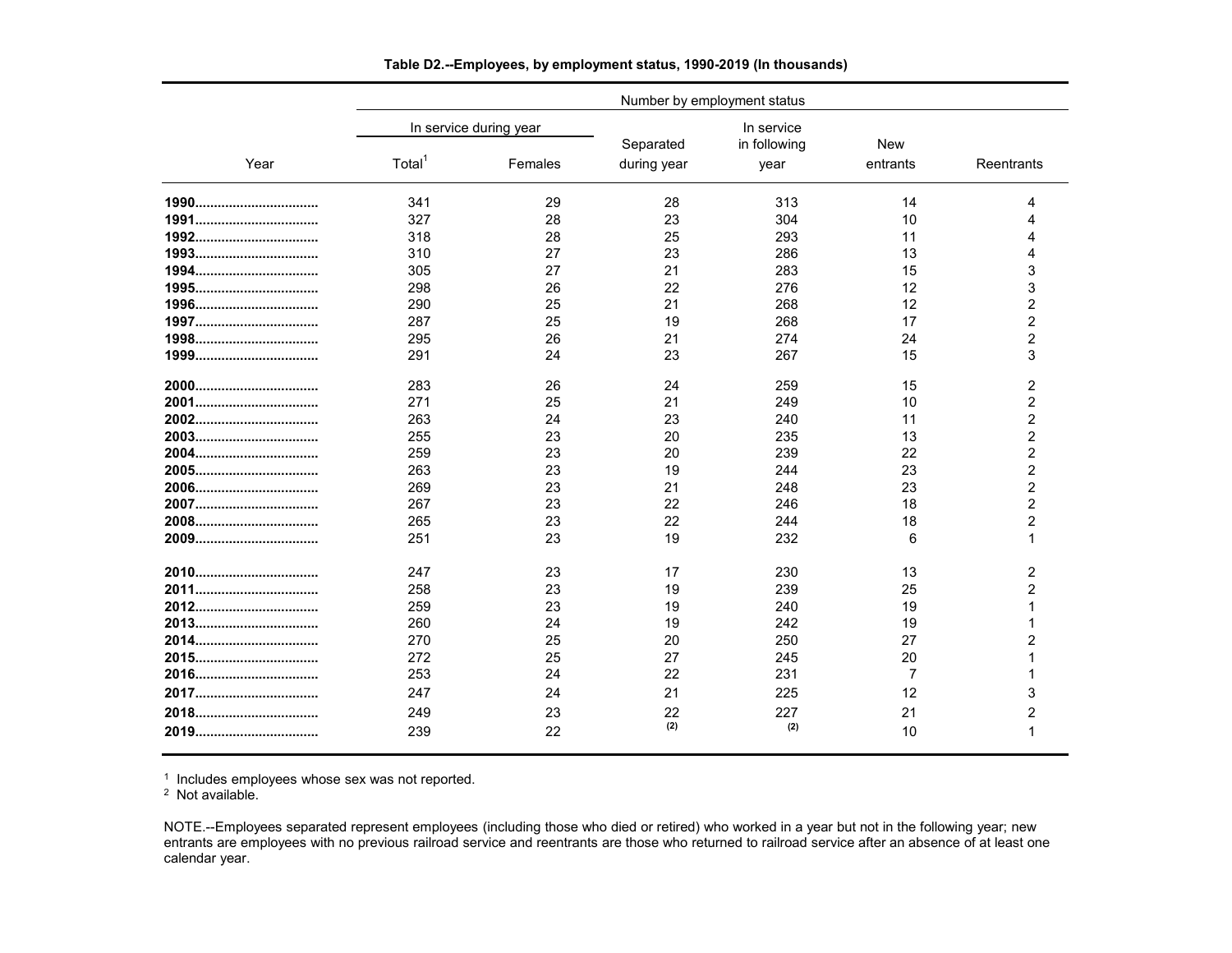**Table D2.--Employees, by employment status, 1990-2019 (In thousands)**

| Year | Number by employment status | | | | | |
|---|---|---|---|---|---|---|
| | In service during year | | Separated during year | In service in following year | New entrants | Reentrants |
| | Total[1] | Females | | | | |
| **1990** | 341 | 29 | 28 | 313 | 14 | 4 |
| **1991** | 327 | 28 | 23 | 304 | 10 | 4 |
| **1992** | 318 | 28 | 25 | 293 | 11 | 4 |
| **1993** | 310 | 27 | 23 | 286 | 13 | 4 |
| **1994** | 305 | 27 | 21 | 283 | 15 | 3 |
| **1995** | 298 | 26 | 22 | 276 | 12 | 3 |
| **1996** | 290 | 25 | 21 | 268 | 12 | 2 |
| **1997** | 287 | 25 | 19 | 268 | 17 | 2 |
| **1998** | 295 | 26 | 21 | 274 | 24 | 2 |
| **1999** | 291 | 24 | 23 | 267 | 15 | 3 |
| **2000** | 283 | 26 | 24 | 259 | 15 | 2 |
| **2001** | 271 | 25 | 21 | 249 | 10 | 2 |
| **2002** | 263 | 24 | 23 | 240 | 11 | 2 |
| **2003** | 255 | 23 | 20 | 235 | 13 | 2 |
| **2004** | 259 | 23 | 20 | 239 | 22 | 2 |
| **2005** | 263 | 23 | 19 | 244 | 23 | 2 |
| **2006** | 269 | 23 | 21 | 248 | 23 | 2 |
| **2007** | 267 | 23 | 22 | 246 | 18 | 2 |
| **2008** | 265 | 23 | 22 | 244 | 18 | 2 |
| **2009** | 251 | 23 | 19 | 232 | 6 | 1 |
| **2010** | 247 | 23 | 17 | 230 | 13 | 2 |
| **2011** | 258 | 23 | 19 | 239 | 25 | 2 |
| **2012** | 259 | 23 | 19 | 240 | 19 | 1 |
| **2013** | 260 | 24 | 19 | 242 | 19 | 1 |
| **2014** | 270 | 25 | 20 | 250 | 27 | 2 |
| **2015** | 272 | 25 | 27 | 245 | 20 | 1 |
| **2016** | 253 | 24 | 22 | 231 | 7 | 1 |
| **2017** | 247 | 24 | 21 | 225 | 12 | 3 |
| **2018** | 249 | 23 | 22 | 227 | 21 | 2 |
| **2019** | 239 | 22 | (2) | (2) | 10 | 1 |

[1] Includes employees whose sex was not reported.
[2] Not available.

NOTE.--Employees separated represent employees (including those who died or retired) who worked in a year but not in the following year; new entrants are employees with no previous railroad service and reentrants are those who returned to railroad service after an absence of at least one calendar year.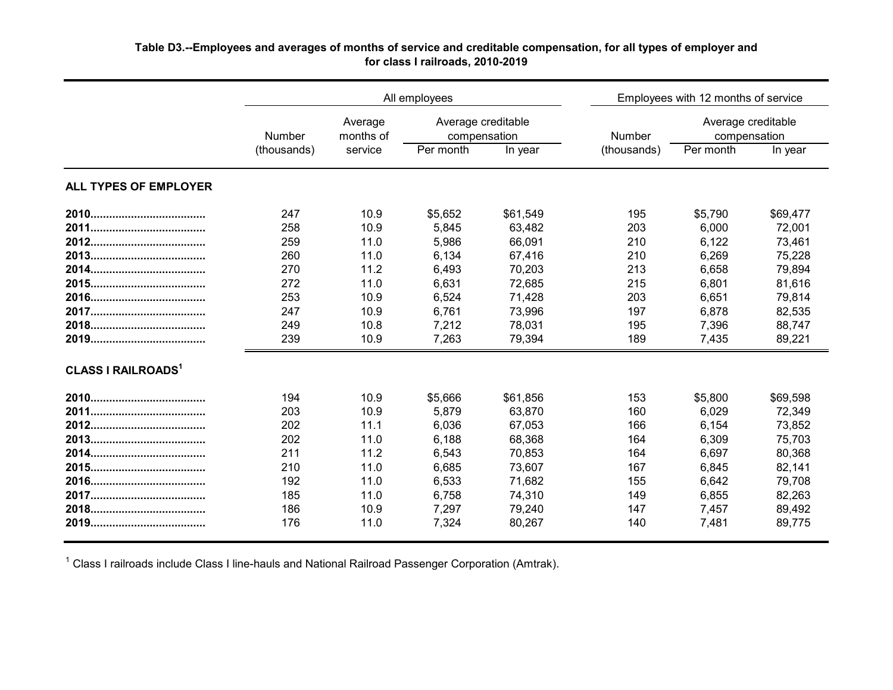**Table D3.--Employees and averages of months of service and creditable compensation, for all types of employer and for class I railroads, 2010-2019**

| | All employees | | | | Employees with 12 months of service | | |
|---|---|---|---|---|---|---|---|
| | Number (thousands) | Average months of service | Average creditable compensation | | Number (thousands) | Average creditable compensation | |
| | | | Per month | In year | | Per month | In year |
| **ALL TYPES OF EMPLOYER** | | | | | | | |
| **2010** | 247 | 10.9 | $5,652 | $61,549 | 195 | $5,790 | $69,477 |
| **2011** | 258 | 10.9 | 5,845 | 63,482 | 203 | 6,000 | 72,001 |
| **2012** | 259 | 11.0 | 5,986 | 66,091 | 210 | 6,122 | 73,461 |
| **2013** | 260 | 11.0 | 6,134 | 67,416 | 210 | 6,269 | 75,228 |
| **2014** | 270 | 11.2 | 6,493 | 70,203 | 213 | 6,658 | 79,894 |
| **2015** | 272 | 11.0 | 6,631 | 72,685 | 215 | 6,801 | 81,616 |
| **2016** | 253 | 10.9 | 6,524 | 71,428 | 203 | 6,651 | 79,814 |
| **2017** | 247 | 10.9 | 6,761 | 73,996 | 197 | 6,878 | 82,535 |
| **2018** | 249 | 10.8 | 7,212 | 78,031 | 195 | 7,396 | 88,747 |
| **2019** | 239 | 10.9 | 7,263 | 79,394 | 189 | 7,435 | 89,221 |
| **CLASS I RAILROADS**[1] | | | | | | | |
| **2010** | 194 | 10.9 | $5,666 | $61,856 | 153 | $5,800 | $69,598 |
| **2011** | 203 | 10.9 | 5,879 | 63,870 | 160 | 6,029 | 72,349 |
| **2012** | 202 | 11.1 | 6,036 | 67,053 | 166 | 6,154 | 73,852 |
| **2013** | 202 | 11.0 | 6,188 | 68,368 | 164 | 6,309 | 75,703 |
| **2014** | 211 | 11.2 | 6,543 | 70,853 | 164 | 6,697 | 80,368 |
| **2015** | 210 | 11.0 | 6,685 | 73,607 | 167 | 6,845 | 82,141 |
| **2016** | 192 | 11.0 | 6,533 | 71,682 | 155 | 6,642 | 79,708 |
| **2017** | 185 | 11.0 | 6,758 | 74,310 | 149 | 6,855 | 82,263 |
| **2018** | 186 | 10.9 | 7,297 | 79,240 | 147 | 7,457 | 89,492 |
| **2019** | 176 | 11.0 | 7,324 | 80,267 | 140 | 7,481 | 89,775 |

[1] Class I railroads include Class I line-hauls and National Railroad Passenger Corporation (Amtrak).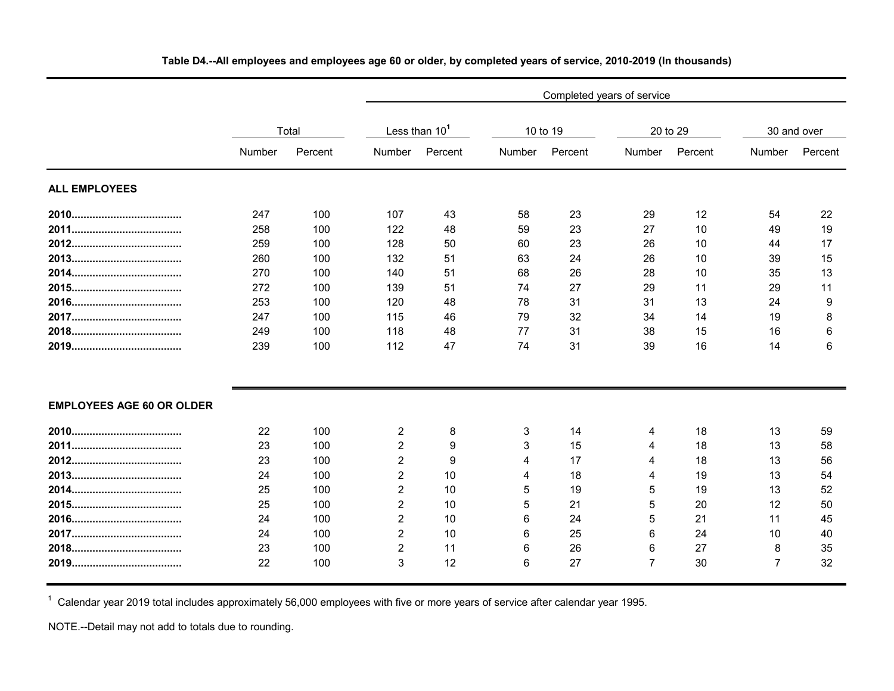**Table D4.--All employees and employees age 60 or older, by completed years of service, 2010-2019 (In thousands)**

| | Total | | Completed years of service | | | | | | | |
|---|---|---|---|---|---|---|---|---|---|---|
| | | | Less than 10[1] | | 10 to 19 | | 20 to 29 | | 30 and over | |
| | Number | Percent | Number | Percent | Number | Percent | Number | Percent | Number | Percent |
| **ALL EMPLOYEES** | | | | | | | | | | |
| **2010** | 247 | 100 | 107 | 43 | 58 | 23 | 29 | 12 | 54 | 22 |
| **2011** | 258 | 100 | 122 | 48 | 59 | 23 | 27 | 10 | 49 | 19 |
| **2012** | 259 | 100 | 128 | 50 | 60 | 23 | 26 | 10 | 44 | 17 |
| **2013** | 260 | 100 | 132 | 51 | 63 | 24 | 26 | 10 | 39 | 15 |
| **2014** | 270 | 100 | 140 | 51 | 68 | 26 | 28 | 10 | 35 | 13 |
| **2015** | 272 | 100 | 139 | 51 | 74 | 27 | 29 | 11 | 29 | 11 |
| **2016** | 253 | 100 | 120 | 48 | 78 | 31 | 31 | 13 | 24 | 9 |
| **2017** | 247 | 100 | 115 | 46 | 79 | 32 | 34 | 14 | 19 | 8 |
| **2018** | 249 | 100 | 118 | 48 | 77 | 31 | 38 | 15 | 16 | 6 |
| **2019** | 239 | 100 | 112 | 47 | 74 | 31 | 39 | 16 | 14 | 6 |
| **EMPLOYEES AGE 60 OR OLDER** | | | | | | | | | | |
| **2010** | 22 | 100 | 2 | 8 | 3 | 14 | 4 | 18 | 13 | 59 |
| **2011** | 23 | 100 | 2 | 9 | 3 | 15 | 4 | 18 | 13 | 58 |
| **2012** | 23 | 100 | 2 | 9 | 4 | 17 | 4 | 18 | 13 | 56 |
| **2013** | 24 | 100 | 2 | 10 | 4 | 18 | 4 | 19 | 13 | 54 |
| **2014** | 25 | 100 | 2 | 10 | 5 | 19 | 5 | 19 | 13 | 52 |
| **2015** | 25 | 100 | 2 | 10 | 5 | 21 | 5 | 20 | 12 | 50 |
| **2016** | 24 | 100 | 2 | 10 | 6 | 24 | 5 | 21 | 11 | 45 |
| **2017** | 24 | 100 | 2 | 10 | 6 | 25 | 6 | 24 | 10 | 40 |
| **2018** | 23 | 100 | 2 | 11 | 6 | 26 | 6 | 27 | 8 | 35 |
| **2019** | 22 | 100 | 3 | 12 | 6 | 27 | 7 | 30 | 7 | 32 |

[1] Calendar year 2019 total includes approximately 56,000 employees with five or more years of service after calendar year 1995.

NOTE.--Detail may not add to totals due to rounding.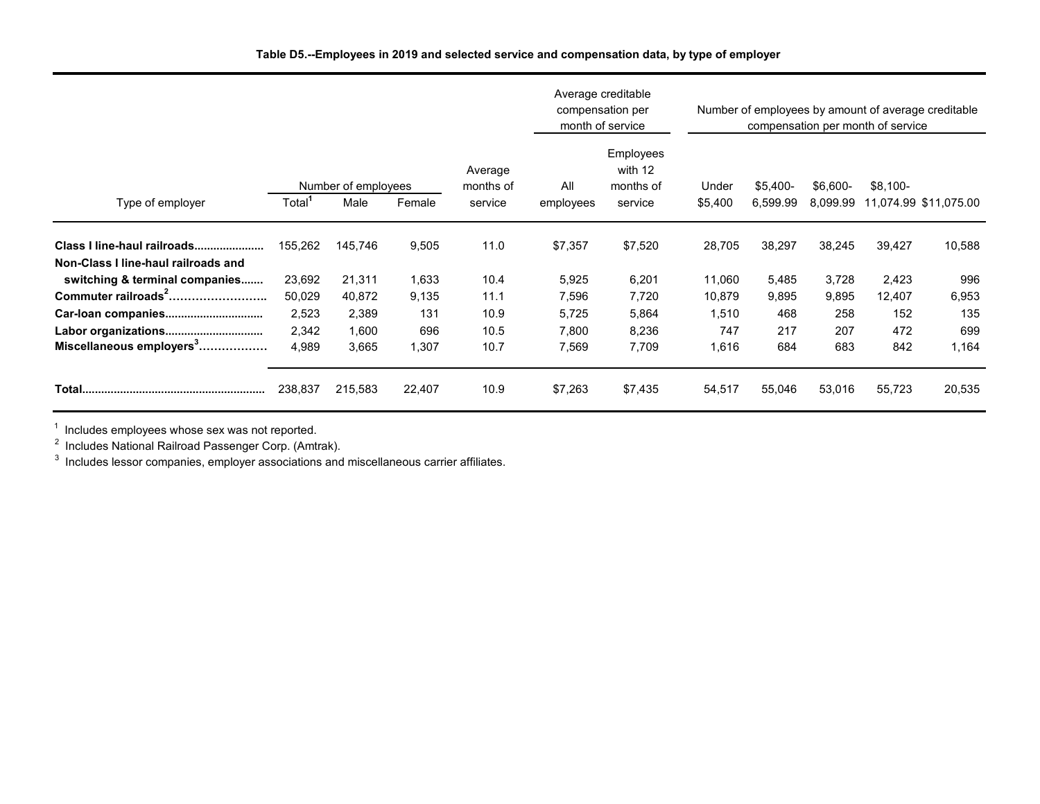**Table D5.--Employees in 2019 and selected service and compensation data, by type of employer**

| Type of employer | Number of employees | | | Average months of service | Average creditable compensation per month of service | | Number of employees by amount of average creditable compensation per month of service | | | | |
|---|---|---|---|---|---|---|---|---|---|---|---|
| | Total[1] | Male | Female | | All employees | Employees with 12 months of service | Under $5,400 | $5,400-6,599.99 | $6,600-8,099.99 | $8,100-11,074.99 | $11,075.00 |
| **Class I line-haul railroads** | 155,262 | 145,746 | 9,505 | 11.0 | $7,357 | $7,520 | 28,705 | 38,297 | 38,245 | 39,427 | 10,588 |
| **Non-Class I line-haul railroads and switching & terminal companies** | 23,692 | 21,311 | 1,633 | 10.4 | 5,925 | 6,201 | 11,060 | 5,485 | 3,728 | 2,423 | 996 |
| **Commuter railroads[2]** | 50,029 | 40,872 | 9,135 | 11.1 | 7,596 | 7,720 | 10,879 | 9,895 | 9,895 | 12,407 | 6,953 |
| **Car-loan companies** | 2,523 | 2,389 | 131 | 10.9 | 5,725 | 5,864 | 1,510 | 468 | 258 | 152 | 135 |
| **Labor organizations** | 2,342 | 1,600 | 696 | 10.5 | 7,800 | 8,236 | 747 | 217 | 207 | 472 | 699 |
| **Miscellaneous employers[3]** | 4,989 | 3,665 | 1,307 | 10.7 | 7,569 | 7,709 | 1,616 | 684 | 683 | 842 | 1,164 |
| **Total** | 238,837 | 215,583 | 22,407 | 10.9 | $7,263 | $7,435 | 54,517 | 55,046 | 53,016 | 55,723 | 20,535 |

[1] Includes employees whose sex was not reported.

[2] Includes National Railroad Passenger Corp. (Amtrak).

[3] Includes lessor companies, employer associations and miscellaneous carrier affiliates.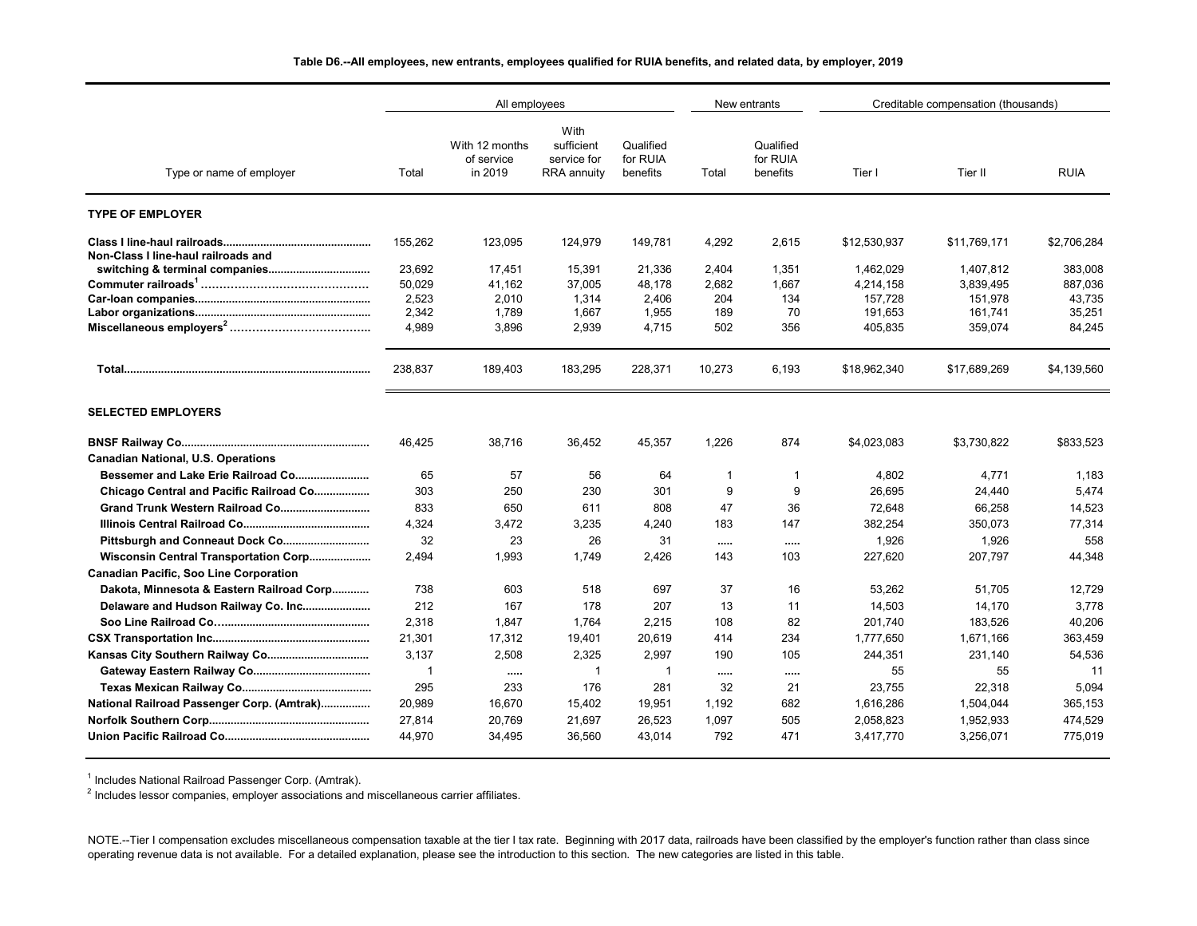**Table D6.--All employees, new entrants, employees qualified for RUIA benefits, and related data, by employer, 2019**

| Type or name of employer | All employees | | | | New entrants | | Creditable compensation (thousands) | | |
|---|---|---|---|---|---|---|---|---|---|
| | Total | With 12 months of service in 2019 | With sufficient service for RRA annuity | Qualified for RUIA benefits | Total | Qualified for RUIA benefits | Tier I | Tier II | RUIA |
| **TYPE OF EMPLOYER** | | | | | | | | | |
| **Class I line-haul railroads** | 155,262 | 123,095 | 124,979 | 149,781 | 4,292 | 2,615 | $12,530,937 | $11,769,171 | $2,706,284 |
| **Non-Class I line-haul railroads and switching & terminal companies** | 23,692 | 17,451 | 15,391 | 21,336 | 2,404 | 1,351 | 1,462,029 | 1,407,812 | 383,008 |
| **Commuter railroads**[1] | 50,029 | 41,162 | 37,005 | 48,178 | 2,682 | 1,667 | 4,214,158 | 3,839,495 | 887,036 |
| **Car-loan companies** | 2,523 | 2,010 | 1,314 | 2,406 | 204 | 134 | 157,728 | 151,978 | 43,735 |
| **Labor organizations** | 2,342 | 1,789 | 1,667 | 1,955 | 189 | 70 | 191,653 | 161,741 | 35,251 |
| **Miscellaneous employers**[2] | 4,989 | 3,896 | 2,939 | 4,715 | 502 | 356 | 405,835 | 359,074 | 84,245 |
| **Total** | 238,837 | 189,403 | 183,295 | 228,371 | 10,273 | 6,193 | $18,962,340 | $17,689,269 | $4,139,560 |
| **SELECTED EMPLOYERS** | | | | | | | | | |
| **BNSF Railway Co.** | 46,425 | 38,716 | 36,452 | 45,357 | 1,226 | 874 | $4,023,083 | $3,730,822 | $833,523 |
| **Canadian National, U.S. Operations** | | | | | | | | | |
| **Bessemer and Lake Erie Railroad Co.** | 65 | 57 | 56 | 64 | 1 | 1 | 4,802 | 4,771 | 1,183 |
| **Chicago Central and Pacific Railroad Co.** | 303 | 250 | 230 | 301 | 9 | 9 | 26,695 | 24,440 | 5,474 |
| **Grand Trunk Western Railroad Co.** | 833 | 650 | 611 | 808 | 47 | 36 | 72,648 | 66,258 | 14,523 |
| **Illinois Central Railroad Co.** | 4,324 | 3,472 | 3,235 | 4,240 | 183 | 147 | 382,254 | 350,073 | 77,314 |
| **Pittsburgh and Conneaut Dock Co.** | 32 | 23 | 26 | 31 | ..... | ..... | 1,926 | 1,926 | 558 |
| **Wisconsin Central Transportation Corp.** | 2,494 | 1,993 | 1,749 | 2,426 | 143 | 103 | 227,620 | 207,797 | 44,348 |
| **Canadian Pacific, Soo Line Corporation** | | | | | | | | | |
| **Dakota, Minnesota & Eastern Railroad Corp.** | 738 | 603 | 518 | 697 | 37 | 16 | 53,262 | 51,705 | 12,729 |
| **Delaware and Hudson Railway Co. Inc.** | 212 | 167 | 178 | 207 | 13 | 11 | 14,503 | 14,170 | 3,778 |
| **Soo Line Railroad Co.** | 2,318 | 1,847 | 1,764 | 2,215 | 108 | 82 | 201,740 | 183,526 | 40,206 |
| **CSX Transportation Inc.** | 21,301 | 17,312 | 19,401 | 20,619 | 414 | 234 | 1,777,650 | 1,671,166 | 363,459 |
| **Kansas City Southern Railway Co.** | 3,137 | 2,508 | 2,325 | 2,997 | 190 | 105 | 244,351 | 231,140 | 54,536 |
| **Gateway Eastern Railway Co.** | 1 | ..... | 1 | 1 | ..... | ..... | 55 | 55 | 11 |
| **Texas Mexican Railway Co.** | 295 | 233 | 176 | 281 | 32 | 21 | 23,755 | 22,318 | 5,094 |
| **National Railroad Passenger Corp. (Amtrak)** | 20,989 | 16,670 | 15,402 | 19,951 | 1,192 | 682 | 1,616,286 | 1,504,044 | 365,153 |
| **Norfolk Southern Corp.** | 27,814 | 20,769 | 21,697 | 26,523 | 1,097 | 505 | 2,058,823 | 1,952,933 | 474,529 |
| **Union Pacific Railroad Co.** | 44,970 | 34,495 | 36,560 | 43,014 | 792 | 471 | 3,417,770 | 3,256,071 | 775,019 |

[1] Includes National Railroad Passenger Corp. (Amtrak).
[2] Includes lessor companies, employer associations and miscellaneous carrier affiliates.

NOTE.--Tier I compensation excludes miscellaneous compensation taxable at the tier I tax rate. Beginning with 2017 data, railroads have been classified by the employer's function rather than class since operating revenue data is not available. For a detailed explanation, please see the introduction to this section. The new categories are listed in this table.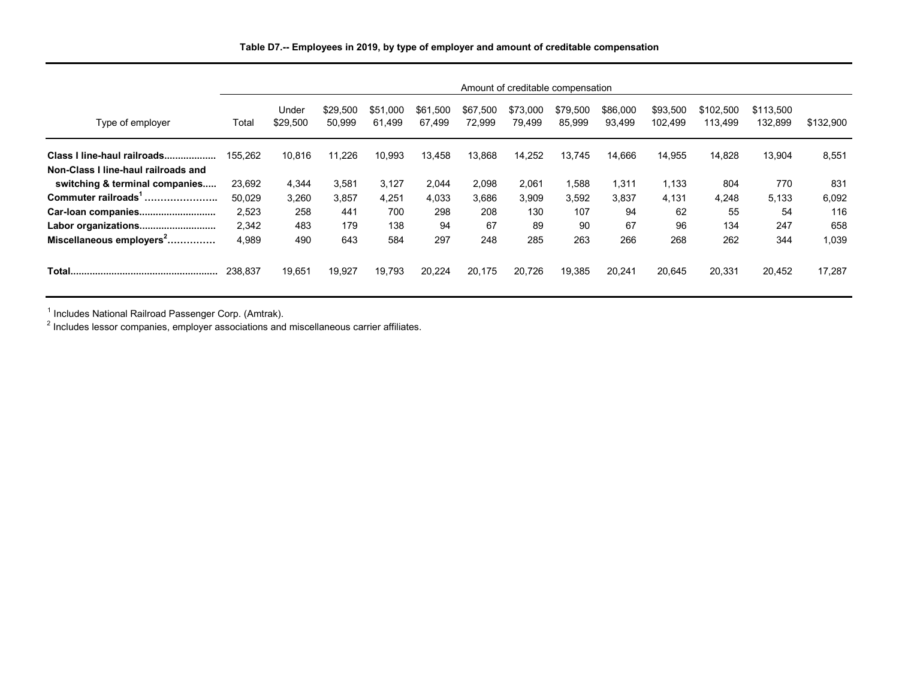**Table D7.-- Employees in 2019, by type of employer and amount of creditable compensation**

| Type of employer | Amount of creditable compensation | | | | | | | | | | | | |
|---|---|---|---|---|---|---|---|---|---|---|---|---|---|
| | Total | Under $29,500 | $29,500 50,999 | $51,000 61,499 | $61,500 67,499 | $67,500 72,999 | $73,000 79,499 | $79,500 85,999 | $86,000 93,499 | $93,500 102,499 | $102,500 113,499 | $113,500 132,899 | $132,900 |
| **Class I line-haul railroads** | 155,262 | 10,816 | 11,226 | 10,993 | 13,458 | 13,868 | 14,252 | 13,745 | 14,666 | 14,955 | 14,828 | 13,904 | 8,551 |
| **Non-Class I line-haul railroads and switching & terminal companies** | 23,692 | 4,344 | 3,581 | 3,127 | 2,044 | 2,098 | 2,061 | 1,588 | 1,311 | 1,133 | 804 | 770 | 831 |
| **Commuter railroads[1]** | 50,029 | 3,260 | 3,857 | 4,251 | 4,033 | 3,686 | 3,909 | 3,592 | 3,837 | 4,131 | 4,248 | 5,133 | 6,092 |
| **Car-loan companies** | 2,523 | 258 | 441 | 700 | 298 | 208 | 130 | 107 | 94 | 62 | 55 | 54 | 116 |
| **Labor organizations** | 2,342 | 483 | 179 | 138 | 94 | 67 | 89 | 90 | 67 | 96 | 134 | 247 | 658 |
| **Miscellaneous employers[2]** | 4,989 | 490 | 643 | 584 | 297 | 248 | 285 | 263 | 266 | 268 | 262 | 344 | 1,039 |
| **Total** | 238,837 | 19,651 | 19,927 | 19,793 | 20,224 | 20,175 | 20,726 | 19,385 | 20,241 | 20,645 | 20,331 | 20,452 | 17,287 |

[1] Includes National Railroad Passenger Corp. (Amtrak).
[2] Includes lessor companies, employer associations and miscellaneous carrier affiliates.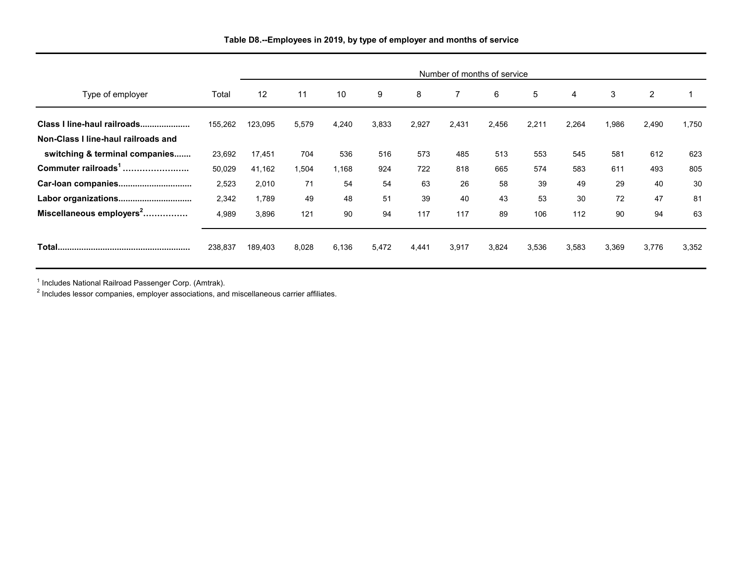**Table D8.--Employees in 2019, by type of employer and months of service**

| Type of employer | Total | Number of months of service | | | | | | | | | | | |
|---|---|---|---|---|---|---|---|---|---|---|---|---|---|
| | | 12 | 11 | 10 | 9 | 8 | 7 | 6 | 5 | 4 | 3 | 2 | 1 |
| **Class I line-haul railroads....................** | 155,262 | 123,095 | 5,579 | 4,240 | 3,833 | 2,927 | 2,431 | 2,456 | 2,211 | 2,264 | 1,986 | 2,490 | 1,750 |
| **Non-Class I line-haul railroads and switching & terminal companies.......** | 23,692 | 17,451 | 704 | 536 | 516 | 573 | 485 | 513 | 553 | 545 | 581 | 612 | 623 |
| **Commuter railroads[1] …………………..** | 50,029 | 41,162 | 1,504 | 1,168 | 924 | 722 | 818 | 665 | 574 | 583 | 611 | 493 | 805 |
| **Car-loan companies..............................** | 2,523 | 2,010 | 71 | 54 | 54 | 63 | 26 | 58 | 39 | 49 | 29 | 40 | 30 |
| **Labor organizations..............................** | 2,342 | 1,789 | 49 | 48 | 51 | 39 | 40 | 43 | 53 | 30 | 72 | 47 | 81 |
| **Miscellaneous employers[2]……………** | 4,989 | 3,896 | 121 | 90 | 94 | 117 | 117 | 89 | 106 | 112 | 90 | 94 | 63 |
| **Total.......................................................** | 238,837 | 189,403 | 8,028 | 6,136 | 5,472 | 4,441 | 3,917 | 3,824 | 3,536 | 3,583 | 3,369 | 3,776 | 3,352 |

[1] Includes National Railroad Passenger Corp. (Amtrak).

[2] Includes lessor companies, employer associations, and miscellaneous carrier affiliates.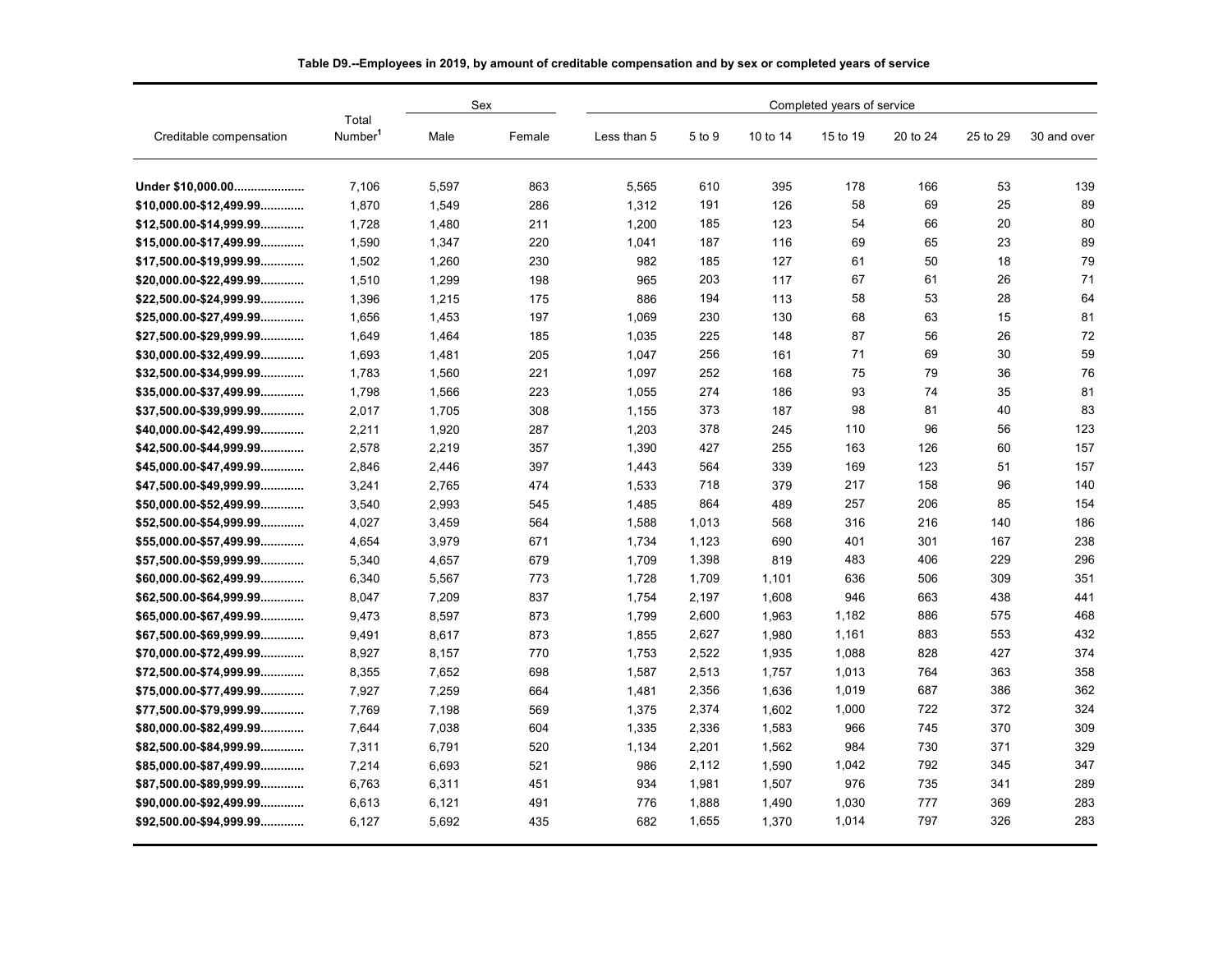**Table D9.--Employees in 2019, by amount of creditable compensation and by sex or completed years of service**

| Creditable compensation | Total Number[1] | Sex | | Completed years of service | | | | | | |
|---|---|---|---|---|---|---|---|---|---|---|
| | | Male | Female | Less than 5 | 5 to 9 | 10 to 14 | 15 to 19 | 20 to 24 | 25 to 29 | 30 and over |
| **Under $10,000.00....................** | 7,106 | 5,597 | 863 | 5,565 | 610 | 395 | 178 | 166 | 53 | 139 |
| **$10,000.00-$12,499.99............** | 1,870 | 1,549 | 286 | 1,312 | 191 | 126 | 58 | 69 | 25 | 89 |
| **$12,500.00-$14,999.99............** | 1,728 | 1,480 | 211 | 1,200 | 185 | 123 | 54 | 66 | 20 | 80 |
| **$15,000.00-$17,499.99............** | 1,590 | 1,347 | 220 | 1,041 | 187 | 116 | 69 | 65 | 23 | 89 |
| **$17,500.00-$19,999.99............** | 1,502 | 1,260 | 230 | 982 | 185 | 127 | 61 | 50 | 18 | 79 |
| **$20,000.00-$22,499.99............** | 1,510 | 1,299 | 198 | 965 | 203 | 117 | 67 | 61 | 26 | 71 |
| **$22,500.00-$24,999.99............** | 1,396 | 1,215 | 175 | 886 | 194 | 113 | 58 | 53 | 28 | 64 |
| **$25,000.00-$27,499.99............** | 1,656 | 1,453 | 197 | 1,069 | 230 | 130 | 68 | 63 | 15 | 81 |
| **$27,500.00-$29,999.99............** | 1,649 | 1,464 | 185 | 1,035 | 225 | 148 | 87 | 56 | 26 | 72 |
| **$30,000.00-$32,499.99............** | 1,693 | 1,481 | 205 | 1,047 | 256 | 161 | 71 | 69 | 30 | 59 |
| **$32,500.00-$34,999.99............** | 1,783 | 1,560 | 221 | 1,097 | 252 | 168 | 75 | 79 | 36 | 76 |
| **$35,000.00-$37,499.99............** | 1,798 | 1,566 | 223 | 1,055 | 274 | 186 | 93 | 74 | 35 | 81 |
| **$37,500.00-$39,999.99............** | 2,017 | 1,705 | 308 | 1,155 | 373 | 187 | 98 | 81 | 40 | 83 |
| **$40,000.00-$42,499.99............** | 2,211 | 1,920 | 287 | 1,203 | 378 | 245 | 110 | 96 | 56 | 123 |
| **$42,500.00-$44,999.99............** | 2,578 | 2,219 | 357 | 1,390 | 427 | 255 | 163 | 126 | 60 | 157 |
| **$45,000.00-$47,499.99............** | 2,846 | 2,446 | 397 | 1,443 | 564 | 339 | 169 | 123 | 51 | 157 |
| **$47,500.00-$49,999.99............** | 3,241 | 2,765 | 474 | 1,533 | 718 | 379 | 217 | 158 | 96 | 140 |
| **$50,000.00-$52,499.99............** | 3,540 | 2,993 | 545 | 1,485 | 864 | 489 | 257 | 206 | 85 | 154 |
| **$52,500.00-$54,999.99............** | 4,027 | 3,459 | 564 | 1,588 | 1,013 | 568 | 316 | 216 | 140 | 186 |
| **$55,000.00-$57,499.99............** | 4,654 | 3,979 | 671 | 1,734 | 1,123 | 690 | 401 | 301 | 167 | 238 |
| **$57,500.00-$59,999.99............** | 5,340 | 4,657 | 679 | 1,709 | 1,398 | 819 | 483 | 406 | 229 | 296 |
| **$60,000.00-$62,499.99............** | 6,340 | 5,567 | 773 | 1,728 | 1,709 | 1,101 | 636 | 506 | 309 | 351 |
| **$62,500.00-$64,999.99............** | 8,047 | 7,209 | 837 | 1,754 | 2,197 | 1,608 | 946 | 663 | 438 | 441 |
| **$65,000.00-$67,499.99............** | 9,473 | 8,597 | 873 | 1,799 | 2,600 | 1,963 | 1,182 | 886 | 575 | 468 |
| **$67,500.00-$69,999.99............** | 9,491 | 8,617 | 873 | 1,855 | 2,627 | 1,980 | 1,161 | 883 | 553 | 432 |
| **$70,000.00-$72,499.99............** | 8,927 | 8,157 | 770 | 1,753 | 2,522 | 1,935 | 1,088 | 828 | 427 | 374 |
| **$72,500.00-$74,999.99............** | 8,355 | 7,652 | 698 | 1,587 | 2,513 | 1,757 | 1,013 | 764 | 363 | 358 |
| **$75,000.00-$77,499.99............** | 7,927 | 7,259 | 664 | 1,481 | 2,356 | 1,636 | 1,019 | 687 | 386 | 362 |
| **$77,500.00-$79,999.99............** | 7,769 | 7,198 | 569 | 1,375 | 2,374 | 1,602 | 1,000 | 722 | 372 | 324 |
| **$80,000.00-$82,499.99............** | 7,644 | 7,038 | 604 | 1,335 | 2,336 | 1,583 | 966 | 745 | 370 | 309 |
| **$82,500.00-$84,999.99............** | 7,311 | 6,791 | 520 | 1,134 | 2,201 | 1,562 | 984 | 730 | 371 | 329 |
| **$85,000.00-$87,499.99............** | 7,214 | 6,693 | 521 | 986 | 2,112 | 1,590 | 1,042 | 792 | 345 | 347 |
| **$87,500.00-$89,999.99............** | 6,763 | 6,311 | 451 | 934 | 1,981 | 1,507 | 976 | 735 | 341 | 289 |
| **$90,000.00-$92,499.99............** | 6,613 | 6,121 | 491 | 776 | 1,888 | 1,490 | 1,030 | 777 | 369 | 283 |
| **$92,500.00-$94,999.99............** | 6,127 | 5,692 | 435 | 682 | 1,655 | 1,370 | 1,014 | 797 | 326 | 283 |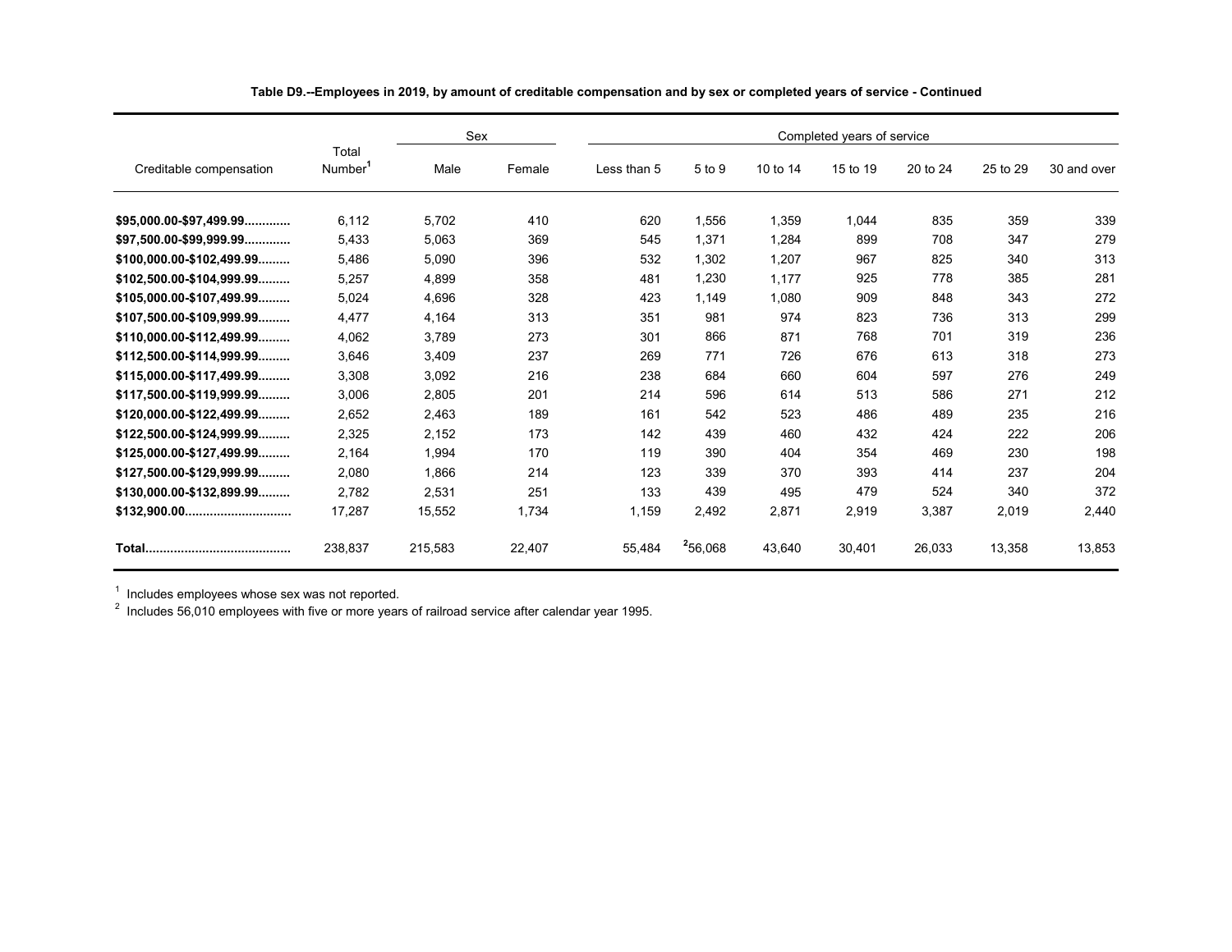**Table D9.--Employees in 2019, by amount of creditable compensation and by sex or completed years of service - Continued**

| Creditable compensation | Total Number[1] | Sex | | Completed years of service | | | | | | |
|---|---|---|---|---|---|---|---|---|---|---|
| | | Male | Female | Less than 5 | 5 to 9 | 10 to 14 | 15 to 19 | 20 to 24 | 25 to 29 | 30 and over |
| **$95,000.00-$97,499.99............** | 6,112 | 5,702 | 410 | 620 | 1,556 | 1,359 | 1,044 | 835 | 359 | 339 |
| **$97,500.00-$99,999.99............** | 5,433 | 5,063 | 369 | 545 | 1,371 | 1,284 | 899 | 708 | 347 | 279 |
| **$100,000.00-$102,499.99.........** | 5,486 | 5,090 | 396 | 532 | 1,302 | 1,207 | 967 | 825 | 340 | 313 |
| **$102,500.00-$104,999.99.........** | 5,257 | 4,899 | 358 | 481 | 1,230 | 1,177 | 925 | 778 | 385 | 281 |
| **$105,000.00-$107,499.99.........** | 5,024 | 4,696 | 328 | 423 | 1,149 | 1,080 | 909 | 848 | 343 | 272 |
| **$107,500.00-$109,999.99.........** | 4,477 | 4,164 | 313 | 351 | 981 | 974 | 823 | 736 | 313 | 299 |
| **$110,000.00-$112,499.99.........** | 4,062 | 3,789 | 273 | 301 | 866 | 871 | 768 | 701 | 319 | 236 |
| **$112,500.00-$114,999.99.........** | 3,646 | 3,409 | 237 | 269 | 771 | 726 | 676 | 613 | 318 | 273 |
| **$115,000.00-$117,499.99.........** | 3,308 | 3,092 | 216 | 238 | 684 | 660 | 604 | 597 | 276 | 249 |
| **$117,500.00-$119,999.99.........** | 3,006 | 2,805 | 201 | 214 | 596 | 614 | 513 | 586 | 271 | 212 |
| **$120,000.00-$122,499.99.........** | 2,652 | 2,463 | 189 | 161 | 542 | 523 | 486 | 489 | 235 | 216 |
| **$122,500.00-$124,999.99.........** | 2,325 | 2,152 | 173 | 142 | 439 | 460 | 432 | 424 | 222 | 206 |
| **$125,000.00-$127,499.99.........** | 2,164 | 1,994 | 170 | 119 | 390 | 404 | 354 | 469 | 230 | 198 |
| **$127,500.00-$129,999.99.........** | 2,080 | 1,866 | 214 | 123 | 339 | 370 | 393 | 414 | 237 | 204 |
| **$130,000.00-$132,899.99.........** | 2,782 | 2,531 | 251 | 133 | 439 | 495 | 479 | 524 | 340 | 372 |
| **$132,900.00.............................** | 17,287 | 15,552 | 1,734 | 1,159 | 2,492 | 2,871 | 2,919 | 3,387 | 2,019 | 2,440 |
| **Total........................................** | 238,837 | 215,583 | 22,407 | 55,484 | [2]56,068 | 43,640 | 30,401 | 26,033 | 13,358 | 13,853 |

[1] Includes employees whose sex was not reported.
[2] Includes 56,010 employees with five or more years of railroad service after calendar year 1995.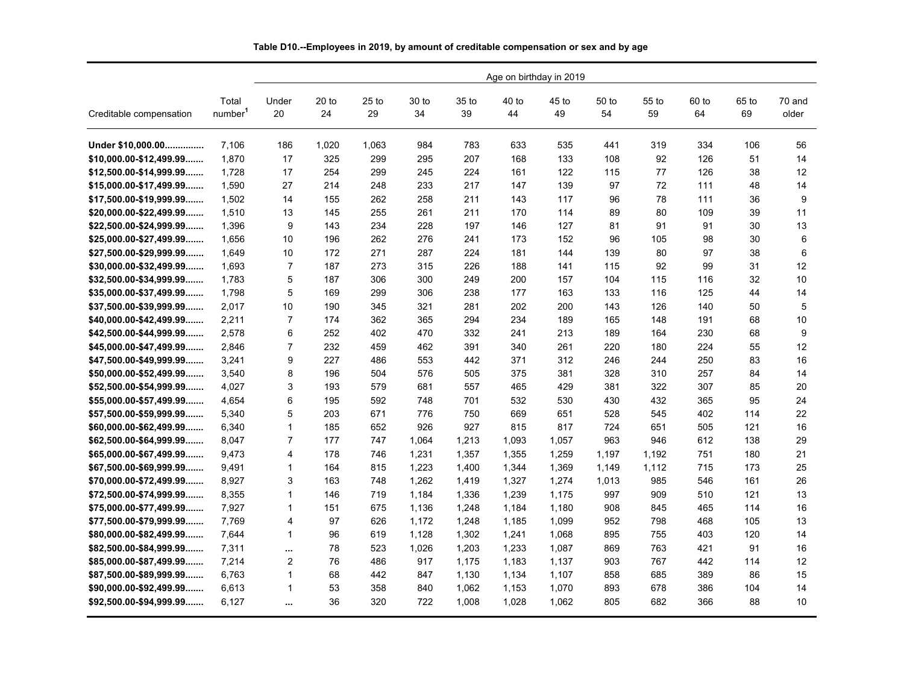**Table D10.--Employees in 2019, by amount of creditable compensation or sex and by age**

| Creditable compensation | Total number[1] | Age on birthday in 2019 | | | | | | | | | | | |
|---|---|---|---|---|---|---|---|---|---|---|---|---|---|
| | | Under 20 | 20 to 24 | 25 to 29 | 30 to 34 | 35 to 39 | 40 to 44 | 45 to 49 | 50 to 54 | 55 to 59 | 60 to 64 | 65 to 69 | 70 and older |
| **Under $10,000.00..............** | 7,106 | 186 | 1,020 | 1,063 | 984 | 783 | 633 | 535 | 441 | 319 | 334 | 106 | 56 |
| **$10,000.00-$12,499.99.......** | 1,870 | 17 | 325 | 299 | 295 | 207 | 168 | 133 | 108 | 92 | 126 | 51 | 14 |
| **$12,500.00-$14,999.99.......** | 1,728 | 17 | 254 | 299 | 245 | 224 | 161 | 122 | 115 | 77 | 126 | 38 | 12 |
| **$15,000.00-$17,499.99.......** | 1,590 | 27 | 214 | 248 | 233 | 217 | 147 | 139 | 97 | 72 | 111 | 48 | 14 |
| **$17,500.00-$19,999.99.......** | 1,502 | 14 | 155 | 262 | 258 | 211 | 143 | 117 | 96 | 78 | 111 | 36 | 9 |
| **$20,000.00-$22,499.99.......** | 1,510 | 13 | 145 | 255 | 261 | 211 | 170 | 114 | 89 | 80 | 109 | 39 | 11 |
| **$22,500.00-$24,999.99.......** | 1,396 | 9 | 143 | 234 | 228 | 197 | 146 | 127 | 81 | 91 | 91 | 30 | 13 |
| **$25,000.00-$27,499.99.......** | 1,656 | 10 | 196 | 262 | 276 | 241 | 173 | 152 | 96 | 105 | 98 | 30 | 6 |
| **$27,500.00-$29,999.99.......** | 1,649 | 10 | 172 | 271 | 287 | 224 | 181 | 144 | 139 | 80 | 97 | 38 | 6 |
| **$30,000.00-$32,499.99.......** | 1,693 | 7 | 187 | 273 | 315 | 226 | 188 | 141 | 115 | 92 | 99 | 31 | 12 |
| **$32,500.00-$34,999.99.......** | 1,783 | 5 | 187 | 306 | 300 | 249 | 200 | 157 | 104 | 115 | 116 | 32 | 10 |
| **$35,000.00-$37,499.99.......** | 1,798 | 5 | 169 | 299 | 306 | 238 | 177 | 163 | 133 | 116 | 125 | 44 | 14 |
| **$37,500.00-$39,999.99.......** | 2,017 | 10 | 190 | 345 | 321 | 281 | 202 | 200 | 143 | 126 | 140 | 50 | 5 |
| **$40,000.00-$42,499.99.......** | 2,211 | 7 | 174 | 362 | 365 | 294 | 234 | 189 | 165 | 148 | 191 | 68 | 10 |
| **$42,500.00-$44,999.99.......** | 2,578 | 6 | 252 | 402 | 470 | 332 | 241 | 213 | 189 | 164 | 230 | 68 | 9 |
| **$45,000.00-$47,499.99.......** | 2,846 | 7 | 232 | 459 | 462 | 391 | 340 | 261 | 220 | 180 | 224 | 55 | 12 |
| **$47,500.00-$49,999.99.......** | 3,241 | 9 | 227 | 486 | 553 | 442 | 371 | 312 | 246 | 244 | 250 | 83 | 16 |
| **$50,000.00-$52,499.99.......** | 3,540 | 8 | 196 | 504 | 576 | 505 | 375 | 381 | 328 | 310 | 257 | 84 | 14 |
| **$52,500.00-$54,999.99.......** | 4,027 | 3 | 193 | 579 | 681 | 557 | 465 | 429 | 381 | 322 | 307 | 85 | 20 |
| **$55,000.00-$57,499.99.......** | 4,654 | 6 | 195 | 592 | 748 | 701 | 532 | 530 | 430 | 432 | 365 | 95 | 24 |
| **$57,500.00-$59,999.99.......** | 5,340 | 5 | 203 | 671 | 776 | 750 | 669 | 651 | 528 | 545 | 402 | 114 | 22 |
| **$60,000.00-$62,499.99.......** | 6,340 | 1 | 185 | 652 | 926 | 927 | 815 | 817 | 724 | 651 | 505 | 121 | 16 |
| **$62,500.00-$64,999.99.......** | 8,047 | 7 | 177 | 747 | 1,064 | 1,213 | 1,093 | 1,057 | 963 | 946 | 612 | 138 | 29 |
| **$65,000.00-$67,499.99.......** | 9,473 | 4 | 178 | 746 | 1,231 | 1,357 | 1,355 | 1,259 | 1,197 | 1,192 | 751 | 180 | 21 |
| **$67,500.00-$69,999.99.......** | 9,491 | 1 | 164 | 815 | 1,223 | 1,400 | 1,344 | 1,369 | 1,149 | 1,112 | 715 | 173 | 25 |
| **$70,000.00-$72,499.99.......** | 8,927 | 3 | 163 | 748 | 1,262 | 1,419 | 1,327 | 1,274 | 1,013 | 985 | 546 | 161 | 26 |
| **$72,500.00-$74,999.99.......** | 8,355 | 1 | 146 | 719 | 1,184 | 1,336 | 1,239 | 1,175 | 997 | 909 | 510 | 121 | 13 |
| **$75,000.00-$77,499.99.......** | 7,927 | 1 | 151 | 675 | 1,136 | 1,248 | 1,184 | 1,180 | 908 | 845 | 465 | 114 | 16 |
| **$77,500.00-$79,999.99.......** | 7,769 | 4 | 97 | 626 | 1,172 | 1,248 | 1,185 | 1,099 | 952 | 798 | 468 | 105 | 13 |
| **$80,000.00-$82,499.99.......** | 7,644 | 1 | 96 | 619 | 1,128 | 1,302 | 1,241 | 1,068 | 895 | 755 | 403 | 120 | 14 |
| **$82,500.00-$84,999.99.......** | 7,311 | ... | 78 | 523 | 1,026 | 1,203 | 1,233 | 1,087 | 869 | 763 | 421 | 91 | 16 |
| **$85,000.00-$87,499.99.......** | 7,214 | 2 | 76 | 486 | 917 | 1,175 | 1,183 | 1,137 | 903 | 767 | 442 | 114 | 12 |
| **$87,500.00-$89,999.99.......** | 6,763 | 1 | 68 | 442 | 847 | 1,130 | 1,134 | 1,107 | 858 | 685 | 389 | 86 | 15 |
| **$90,000.00-$92,499.99.......** | 6,613 | 1 | 53 | 358 | 840 | 1,062 | 1,153 | 1,070 | 893 | 678 | 386 | 104 | 14 |
| **$92,500.00-$94,999.99.......** | 6,127 | ... | 36 | 320 | 722 | 1,008 | 1,028 | 1,062 | 805 | 682 | 366 | 88 | 10 |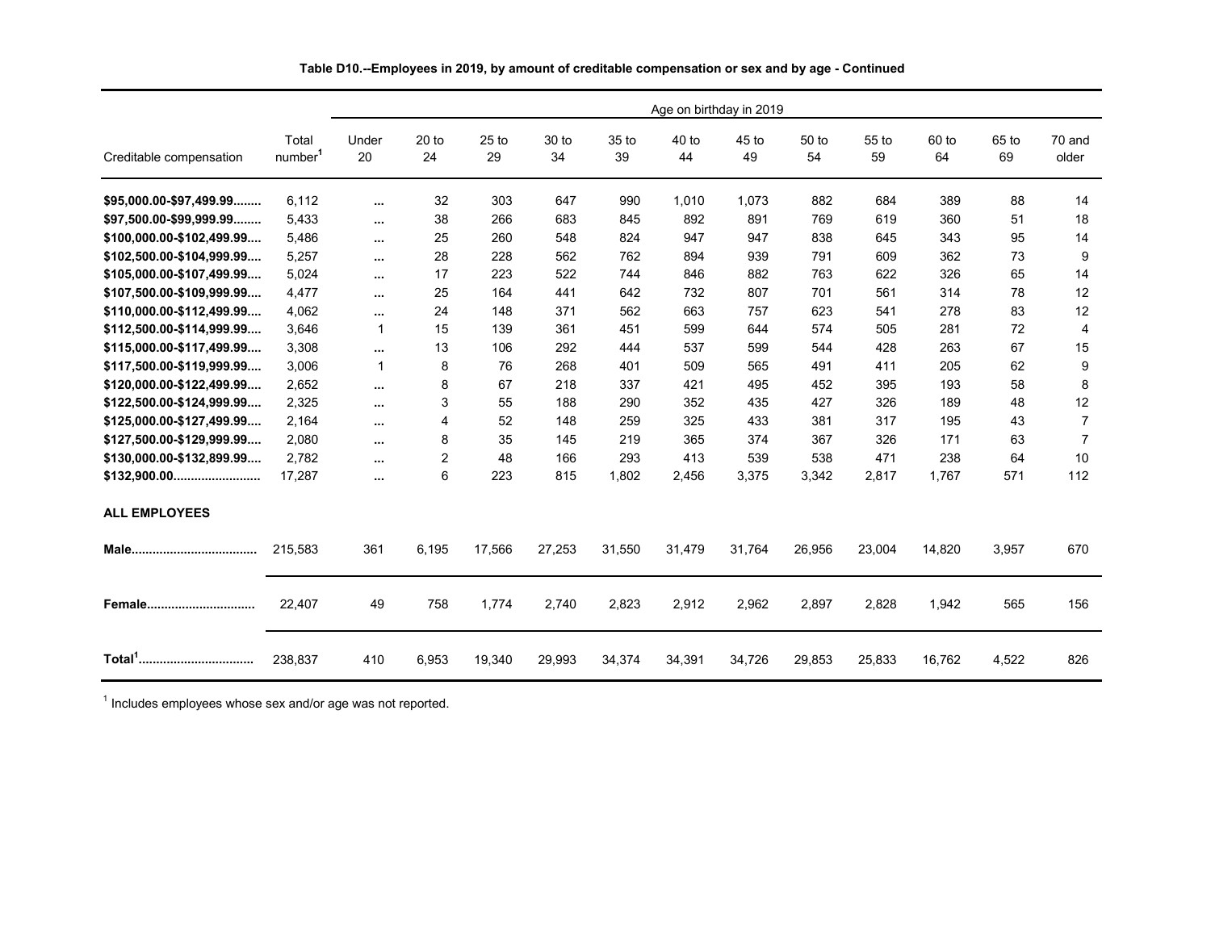**Table D10.--Employees in 2019, by amount of creditable compensation or sex and by age - Continued**

| Creditable compensation | Total number[1] | Age on birthday in 2019 | | | | | | | | | | | |
|---|---|---|---|---|---|---|---|---|---|---|---|---|---|
| | | Under 20 | 20 to 24 | 25 to 29 | 30 to 34 | 35 to 39 | 40 to 44 | 45 to 49 | 50 to 54 | 55 to 59 | 60 to 64 | 65 to 69 | 70 and older |
| **$95,000.00-$97,499.99........** | 6,112 | ... | 32 | 303 | 647 | 990 | 1,010 | 1,073 | 882 | 684 | 389 | 88 | 14 |
| **$97,500.00-$99,999.99........** | 5,433 | ... | 38 | 266 | 683 | 845 | 892 | 891 | 769 | 619 | 360 | 51 | 18 |
| **$100,000.00-$102,499.99....** | 5,486 | ... | 25 | 260 | 548 | 824 | 947 | 947 | 838 | 645 | 343 | 95 | 14 |
| **$102,500.00-$104,999.99....** | 5,257 | ... | 28 | 228 | 562 | 762 | 894 | 939 | 791 | 609 | 362 | 73 | 9 |
| **$105,000.00-$107,499.99....** | 5,024 | ... | 17 | 223 | 522 | 744 | 846 | 882 | 763 | 622 | 326 | 65 | 14 |
| **$107,500.00-$109,999.99....** | 4,477 | ... | 25 | 164 | 441 | 642 | 732 | 807 | 701 | 561 | 314 | 78 | 12 |
| **$110,000.00-$112,499.99....** | 4,062 | ... | 24 | 148 | 371 | 562 | 663 | 757 | 623 | 541 | 278 | 83 | 12 |
| **$112,500.00-$114,999.99....** | 3,646 | 1 | 15 | 139 | 361 | 451 | 599 | 644 | 574 | 505 | 281 | 72 | 4 |
| **$115,000.00-$117,499.99....** | 3,308 | ... | 13 | 106 | 292 | 444 | 537 | 599 | 544 | 428 | 263 | 67 | 15 |
| **$117,500.00-$119,999.99....** | 3,006 | 1 | 8 | 76 | 268 | 401 | 509 | 565 | 491 | 411 | 205 | 62 | 9 |
| **$120,000.00-$122,499.99....** | 2,652 | ... | 8 | 67 | 218 | 337 | 421 | 495 | 452 | 395 | 193 | 58 | 8 |
| **$122,500.00-$124,999.99....** | 2,325 | ... | 3 | 55 | 188 | 290 | 352 | 435 | 427 | 326 | 189 | 48 | 12 |
| **$125,000.00-$127,499.99....** | 2,164 | ... | 4 | 52 | 148 | 259 | 325 | 433 | 381 | 317 | 195 | 43 | 7 |
| **$127,500.00-$129,999.99....** | 2,080 | ... | 8 | 35 | 145 | 219 | 365 | 374 | 367 | 326 | 171 | 63 | 7 |
| **$130,000.00-$132,899.99....** | 2,782 | ... | 2 | 48 | 166 | 293 | 413 | 539 | 538 | 471 | 238 | 64 | 10 |
| **$132,900.00........................** | 17,287 | ... | 6 | 223 | 815 | 1,802 | 2,456 | 3,375 | 3,342 | 2,817 | 1,767 | 571 | 112 |
| **ALL EMPLOYEES** | | | | | | | | | | | | | |
| **Male...................................** | 215,583 | 361 | 6,195 | 17,566 | 27,253 | 31,550 | 31,479 | 31,764 | 26,956 | 23,004 | 14,820 | 3,957 | 670 |
| **Female..............................** | 22,407 | 49 | 758 | 1,774 | 2,740 | 2,823 | 2,912 | 2,962 | 2,897 | 2,828 | 1,942 | 565 | 156 |
| **Total[1]................................** | 238,837 | 410 | 6,953 | 19,340 | 29,993 | 34,374 | 34,391 | 34,726 | 29,853 | 25,833 | 16,762 | 4,522 | 826 |

[1] Includes employees whose sex and/or age was not reported.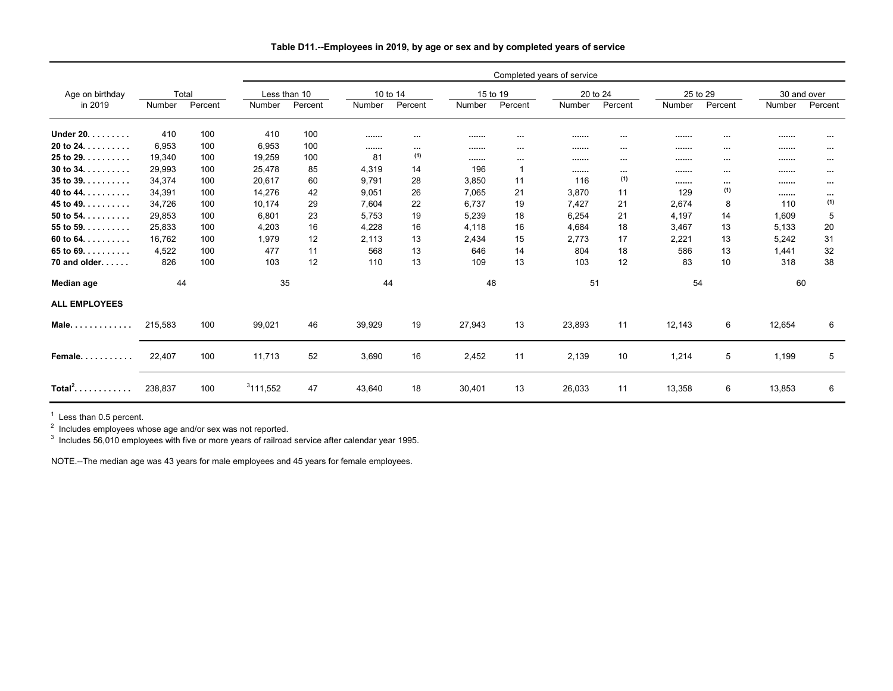**Table D11.--Employees in 2019, by age or sex and by completed years of service**

| Age on birthday in 2019 | Total | | Completed years of service | | | | | | | | | | | |
|---|---|---|---|---|---|---|---|---|---|---|---|---|---|---|
| | | | Less than 10 | | 10 to 14 | | 15 to 19 | | 20 to 24 | | 25 to 29 | | 30 and over | |
| | Number | Percent | Number | Percent | Number | Percent | Number | Percent | Number | Percent | Number | Percent | Number | Percent |
| **Under 20** | 410 | 100 | 410 | 100 | ....... | ... | ....... | ... | ....... | ... | ....... | ... | ....... | ... |
| **20 to 24** | 6,953 | 100 | 6,953 | 100 | ....... | ... | ....... | ... | ....... | ... | ....... | ... | ....... | ... |
| **25 to 29** | 19,340 | 100 | 19,259 | 100 | 81 | (1) | ....... | ... | ....... | ... | ....... | ... | ....... | ... |
| **30 to 34** | 29,993 | 100 | 25,478 | 85 | 4,319 | 14 | 196 | 1 | ....... | ... | ....... | ... | ....... | ... |
| **35 to 39** | 34,374 | 100 | 20,617 | 60 | 9,791 | 28 | 3,850 | 11 | 116 | (1) | ....... | ... | ....... | ... |
| **40 to 44** | 34,391 | 100 | 14,276 | 42 | 9,051 | 26 | 7,065 | 21 | 3,870 | 11 | 129 | (1) | ....... | ... |
| **45 to 49** | 34,726 | 100 | 10,174 | 29 | 7,604 | 22 | 6,737 | 19 | 7,427 | 21 | 2,674 | 8 | 110 | (1) |
| **50 to 54** | 29,853 | 100 | 6,801 | 23 | 5,753 | 19 | 5,239 | 18 | 6,254 | 21 | 4,197 | 14 | 1,609 | 5 |
| **55 to 59** | 25,833 | 100 | 4,203 | 16 | 4,228 | 16 | 4,118 | 16 | 4,684 | 18 | 3,467 | 13 | 5,133 | 20 |
| **60 to 64** | 16,762 | 100 | 1,979 | 12 | 2,113 | 13 | 2,434 | 15 | 2,773 | 17 | 2,221 | 13 | 5,242 | 31 |
| **65 to 69** | 4,522 | 100 | 477 | 11 | 568 | 13 | 646 | 14 | 804 | 18 | 586 | 13 | 1,441 | 32 |
| **70 and older** | 826 | 100 | 103 | 12 | 110 | 13 | 109 | 13 | 103 | 12 | 83 | 10 | 318 | 38 |
| **Median age** | 44 | | 35 | | 44 | | 48 | | 51 | | 54 | | 60 | |
| **ALL EMPLOYEES** | | | | | | | | | | | | | | |
| **Male** | 215,583 | 100 | 99,021 | 46 | 39,929 | 19 | 27,943 | 13 | 23,893 | 11 | 12,143 | 6 | 12,654 | 6 |
| **Female** | 22,407 | 100 | 11,713 | 52 | 3,690 | 16 | 2,452 | 11 | 2,139 | 10 | 1,214 | 5 | 1,199 | 5 |
| **Total[2]** | 238,837 | 100 | [3]111,552 | 47 | 43,640 | 18 | 30,401 | 13 | 26,033 | 11 | 13,358 | 6 | 13,853 | 6 |

[1] Less than 0.5 percent.

[2] Includes employees whose age and/or sex was not reported.

[3] Includes 56,010 employees with five or more years of railroad service after calendar year 1995.

NOTE.--The median age was 43 years for male employees and 45 years for female employees.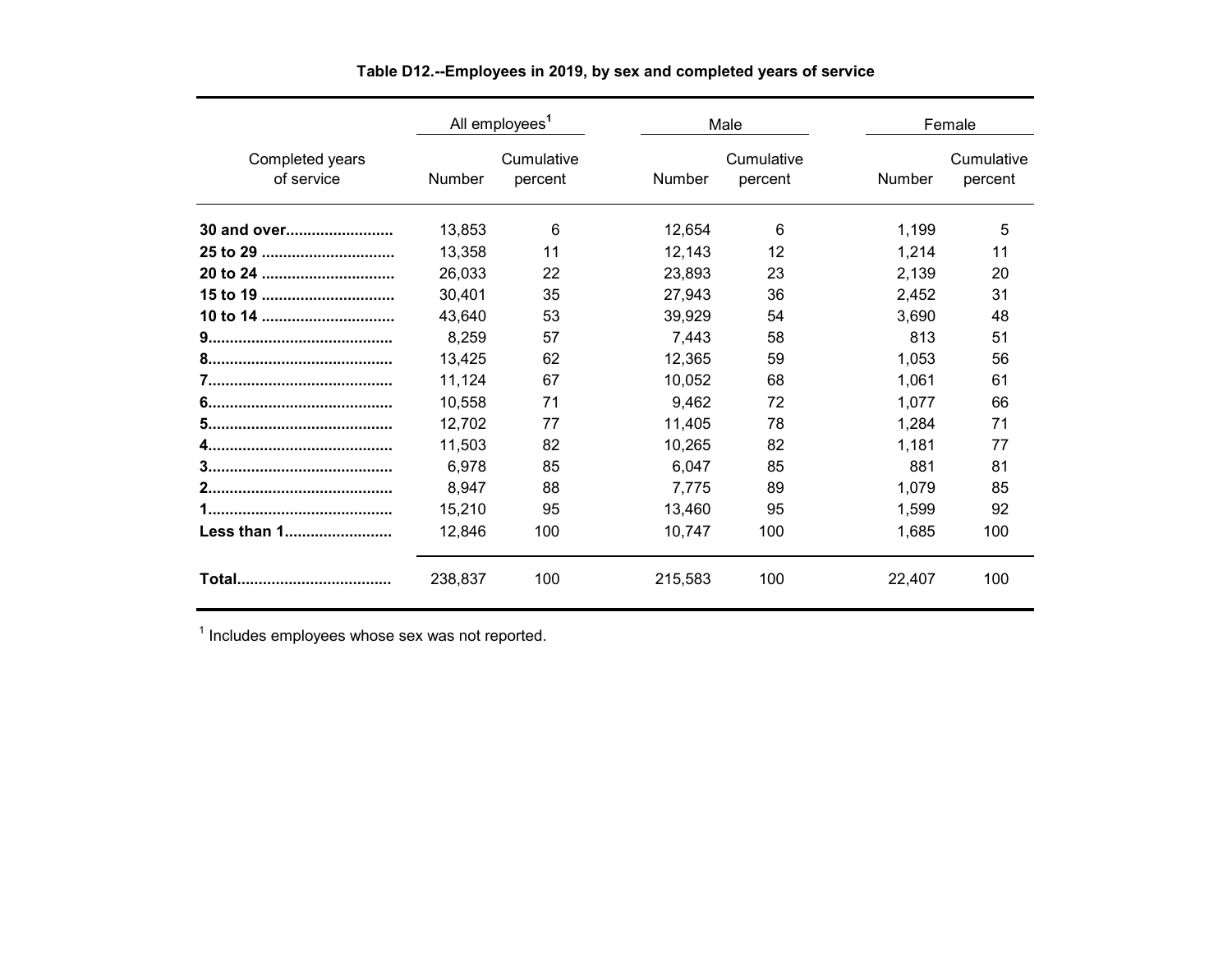**Table D12.--Employees in 2019, by sex and completed years of service**

| Completed years of service | All employees[1] | | Male | | Female | |
|---|---|---|---|---|---|---|
| | Number | Cumulative percent | Number | Cumulative percent | Number | Cumulative percent |
| **30 and over** | 13,853 | 6 | 12,654 | 6 | 1,199 | 5 |
| **25 to 29** | 13,358 | 11 | 12,143 | 12 | 1,214 | 11 |
| **20 to 24** | 26,033 | 22 | 23,893 | 23 | 2,139 | 20 |
| **15 to 19** | 30,401 | 35 | 27,943 | 36 | 2,452 | 31 |
| **10 to 14** | 43,640 | 53 | 39,929 | 54 | 3,690 | 48 |
| **9** | 8,259 | 57 | 7,443 | 58 | 813 | 51 |
| **8** | 13,425 | 62 | 12,365 | 59 | 1,053 | 56 |
| **7** | 11,124 | 67 | 10,052 | 68 | 1,061 | 61 |
| **6** | 10,558 | 71 | 9,462 | 72 | 1,077 | 66 |
| **5** | 12,702 | 77 | 11,405 | 78 | 1,284 | 71 |
| **4** | 11,503 | 82 | 10,265 | 82 | 1,181 | 77 |
| **3** | 6,978 | 85 | 6,047 | 85 | 881 | 81 |
| **2** | 8,947 | 88 | 7,775 | 89 | 1,079 | 85 |
| **1** | 15,210 | 95 | 13,460 | 95 | 1,599 | 92 |
| **Less than 1** | 12,846 | 100 | 10,747 | 100 | 1,685 | 100 |
| **Total** | 238,837 | 100 | 215,583 | 100 | 22,407 | 100 |

[1] Includes employees whose sex was not reported.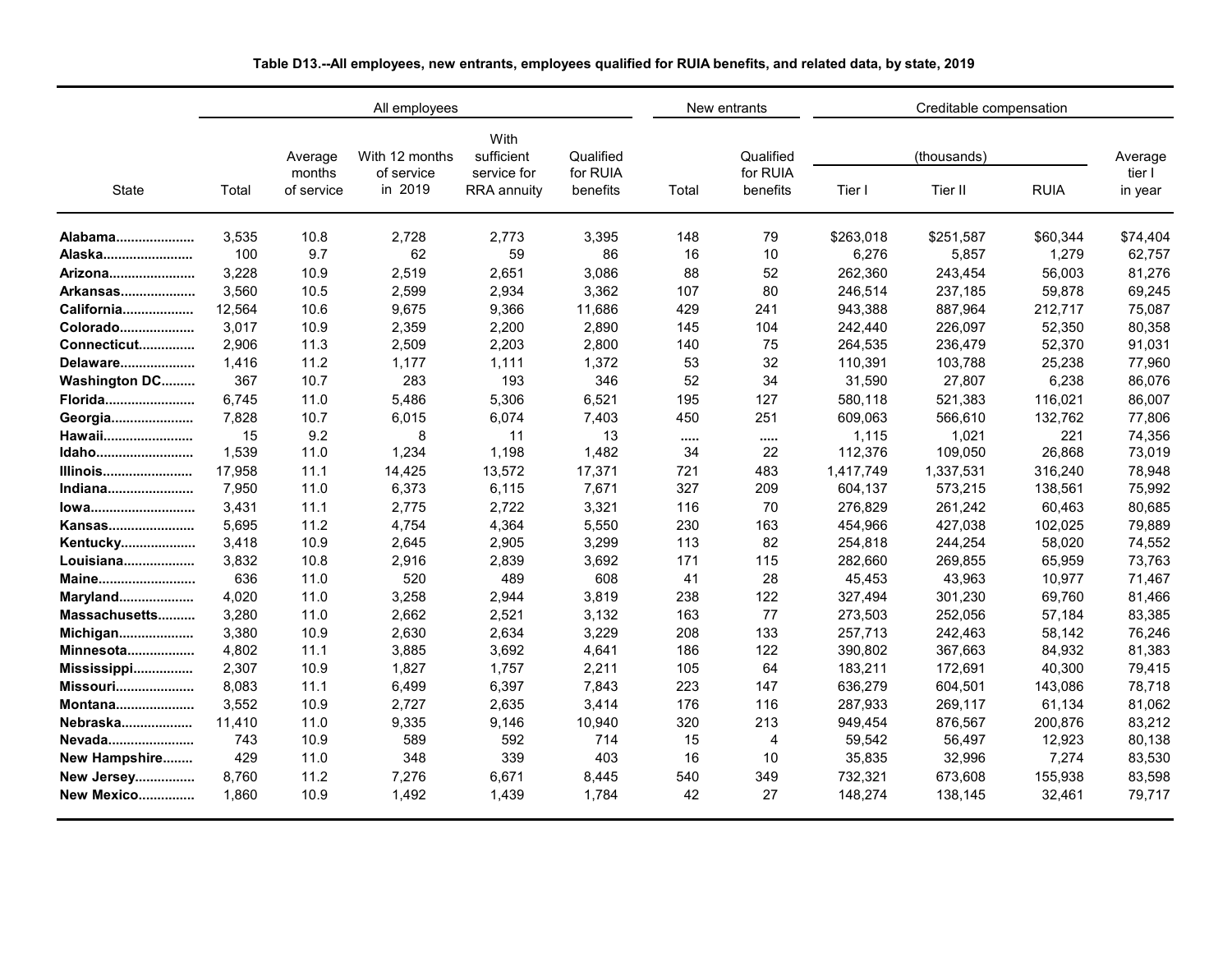**Table D13.--All employees, new entrants, employees qualified for RUIA benefits, and related data, by state, 2019**

| State | All employees | | | | | New entrants | | Creditable compensation | | | |
|---|---|---|---|---|---|---|---|---|---|---|---|
| | | | | | | | | (thousands) | | | |
| | Total | Average months of service | With 12 months of service in 2019 | With sufficient service for RRA annuity | Qualified for RUIA benefits | Total | Qualified for RUIA benefits | Tier I | Tier II | RUIA | Average tier I in year |
| **Alabama** | 3,535 | 10.8 | 2,728 | 2,773 | 3,395 | 148 | 79 | $263,018 | $251,587 | $60,344 | $74,404 |
| **Alaska** | 100 | 9.7 | 62 | 59 | 86 | 16 | 10 | 6,276 | 5,857 | 1,279 | 62,757 |
| **Arizona** | 3,228 | 10.9 | 2,519 | 2,651 | 3,086 | 88 | 52 | 262,360 | 243,454 | 56,003 | 81,276 |
| **Arkansas** | 3,560 | 10.5 | 2,599 | 2,934 | 3,362 | 107 | 80 | 246,514 | 237,185 | 59,878 | 69,245 |
| **California** | 12,564 | 10.6 | 9,675 | 9,366 | 11,686 | 429 | 241 | 943,388 | 887,964 | 212,717 | 75,087 |
| **Colorado** | 3,017 | 10.9 | 2,359 | 2,200 | 2,890 | 145 | 104 | 242,440 | 226,097 | 52,350 | 80,358 |
| **Connecticut** | 2,906 | 11.3 | 2,509 | 2,203 | 2,800 | 140 | 75 | 264,535 | 236,479 | 52,370 | 91,031 |
| **Delaware** | 1,416 | 11.2 | 1,177 | 1,111 | 1,372 | 53 | 32 | 110,391 | 103,788 | 25,238 | 77,960 |
| **Washington DC** | 367 | 10.7 | 283 | 193 | 346 | 52 | 34 | 31,590 | 27,807 | 6,238 | 86,076 |
| **Florida** | 6,745 | 11.0 | 5,486 | 5,306 | 6,521 | 195 | 127 | 580,118 | 521,383 | 116,021 | 86,007 |
| **Georgia** | 7,828 | 10.7 | 6,015 | 6,074 | 7,403 | 450 | 251 | 609,063 | 566,610 | 132,762 | 77,806 |
| **Hawaii** | 15 | 9.2 | 8 | 11 | 13 | ..... | ..... | 1,115 | 1,021 | 221 | 74,356 |
| **Idaho** | 1,539 | 11.0 | 1,234 | 1,198 | 1,482 | 34 | 22 | 112,376 | 109,050 | 26,868 | 73,019 |
| **Illinois** | 17,958 | 11.1 | 14,425 | 13,572 | 17,371 | 721 | 483 | 1,417,749 | 1,337,531 | 316,240 | 78,948 |
| **Indiana** | 7,950 | 11.0 | 6,373 | 6,115 | 7,671 | 327 | 209 | 604,137 | 573,215 | 138,561 | 75,992 |
| **Iowa** | 3,431 | 11.1 | 2,775 | 2,722 | 3,321 | 116 | 70 | 276,829 | 261,242 | 60,463 | 80,685 |
| **Kansas** | 5,695 | 11.2 | 4,754 | 4,364 | 5,550 | 230 | 163 | 454,966 | 427,038 | 102,025 | 79,889 |
| **Kentucky** | 3,418 | 10.9 | 2,645 | 2,905 | 3,299 | 113 | 82 | 254,818 | 244,254 | 58,020 | 74,552 |
| **Louisiana** | 3,832 | 10.8 | 2,916 | 2,839 | 3,692 | 171 | 115 | 282,660 | 269,855 | 65,959 | 73,763 |
| **Maine** | 636 | 11.0 | 520 | 489 | 608 | 41 | 28 | 45,453 | 43,963 | 10,977 | 71,467 |
| **Maryland** | 4,020 | 11.0 | 3,258 | 2,944 | 3,819 | 238 | 122 | 327,494 | 301,230 | 69,760 | 81,466 |
| **Massachusetts** | 3,280 | 11.0 | 2,662 | 2,521 | 3,132 | 163 | 77 | 273,503 | 252,056 | 57,184 | 83,385 |
| **Michigan** | 3,380 | 10.9 | 2,630 | 2,634 | 3,229 | 208 | 133 | 257,713 | 242,463 | 58,142 | 76,246 |
| **Minnesota** | 4,802 | 11.1 | 3,885 | 3,692 | 4,641 | 186 | 122 | 390,802 | 367,663 | 84,932 | 81,383 |
| **Mississippi** | 2,307 | 10.9 | 1,827 | 1,757 | 2,211 | 105 | 64 | 183,211 | 172,691 | 40,300 | 79,415 |
| **Missouri** | 8,083 | 11.1 | 6,499 | 6,397 | 7,843 | 223 | 147 | 636,279 | 604,501 | 143,086 | 78,718 |
| **Montana** | 3,552 | 10.9 | 2,727 | 2,635 | 3,414 | 176 | 116 | 287,933 | 269,117 | 61,134 | 81,062 |
| **Nebraska** | 11,410 | 11.0 | 9,335 | 9,146 | 10,940 | 320 | 213 | 949,454 | 876,567 | 200,876 | 83,212 |
| **Nevada** | 743 | 10.9 | 589 | 592 | 714 | 15 | 4 | 59,542 | 56,497 | 12,923 | 80,138 |
| **New Hampshire** | 429 | 11.0 | 348 | 339 | 403 | 16 | 10 | 35,835 | 32,996 | 7,274 | 83,530 |
| **New Jersey** | 8,760 | 11.2 | 7,276 | 6,671 | 8,445 | 540 | 349 | 732,321 | 673,608 | 155,938 | 83,598 |
| **New Mexico** | 1,860 | 10.9 | 1,492 | 1,439 | 1,784 | 42 | 27 | 148,274 | 138,145 | 32,461 | 79,717 |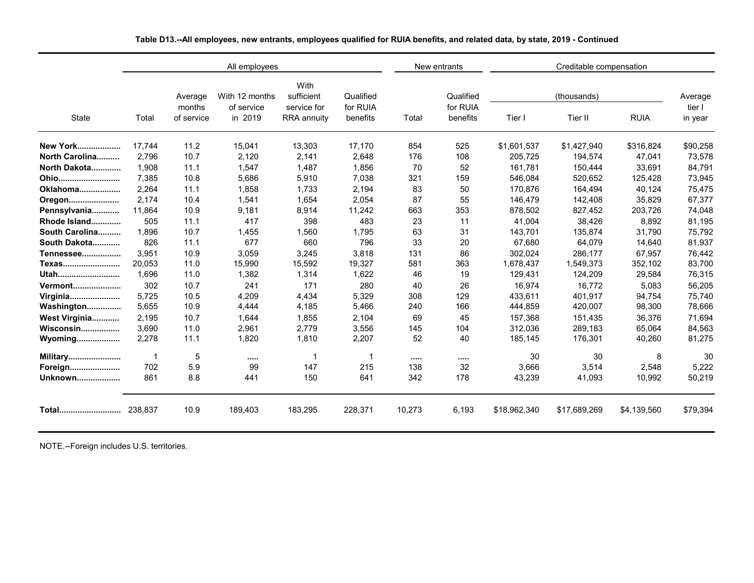**Table D13.--All employees, new entrants, employees qualified for RUIA benefits, and related data, by state, 2019 - Continued**

| State | All employees | | | | | New entrants | | Creditable compensation | | | |
|---|---|---|---|---|---|---|---|---|---|---|---|
| | | | | | | | | (thousands) | | | |
| | Total | Average months of service | With 12 months of service in 2019 | With sufficient service for RRA annuity | Qualified for RUIA benefits | Total | Qualified for RUIA benefits | Tier I | Tier II | RUIA | Average tier I in year |
| **New York** | 17,744 | 11.2 | 15,041 | 13,303 | 17,170 | 854 | 525 | $1,601,537 | $1,427,940 | $316,824 | $90,258 |
| **North Carolina** | 2,796 | 10.7 | 2,120 | 2,141 | 2,648 | 176 | 108 | 205,725 | 194,574 | 47,041 | 73,578 |
| **North Dakota** | 1,908 | 11.1 | 1,547 | 1,487 | 1,856 | 70 | 52 | 161,781 | 150,444 | 33,691 | 84,791 |
| **Ohio** | 7,385 | 10.8 | 5,686 | 5,910 | 7,038 | 321 | 159 | 546,084 | 520,652 | 125,428 | 73,945 |
| **Oklahoma** | 2,264 | 11.1 | 1,858 | 1,733 | 2,194 | 83 | 50 | 170,876 | 164,494 | 40,124 | 75,475 |
| **Oregon** | 2,174 | 10.4 | 1,541 | 1,654 | 2,054 | 87 | 55 | 146,479 | 142,408 | 35,829 | 67,377 |
| **Pennsylvania** | 11,864 | 10.9 | 9,181 | 8,914 | 11,242 | 663 | 353 | 878,502 | 827,452 | 203,726 | 74,048 |
| **Rhode Island** | 505 | 11.1 | 417 | 398 | 483 | 23 | 11 | 41,004 | 38,426 | 8,892 | 81,195 |
| **South Carolina** | 1,896 | 10.7 | 1,455 | 1,560 | 1,795 | 63 | 31 | 143,701 | 135,874 | 31,790 | 75,792 |
| **South Dakota** | 826 | 11.1 | 677 | 660 | 796 | 33 | 20 | 67,680 | 64,079 | 14,640 | 81,937 |
| **Tennessee** | 3,951 | 10.9 | 3,059 | 3,245 | 3,818 | 131 | 86 | 302,024 | 286,177 | 67,957 | 76,442 |
| **Texas** | 20,053 | 11.0 | 15,990 | 15,592 | 19,327 | 581 | 363 | 1,678,437 | 1,549,373 | 352,102 | 83,700 |
| **Utah** | 1,696 | 11.0 | 1,382 | 1,314 | 1,622 | 46 | 19 | 129,431 | 124,209 | 29,584 | 76,315 |
| **Vermont** | 302 | 10.7 | 241 | 171 | 280 | 40 | 26 | 16,974 | 16,772 | 5,083 | 56,205 |
| **Virginia** | 5,725 | 10.5 | 4,209 | 4,434 | 5,329 | 308 | 129 | 433,611 | 401,917 | 94,754 | 75,740 |
| **Washington** | 5,655 | 10.9 | 4,444 | 4,185 | 5,466 | 240 | 166 | 444,859 | 420,007 | 98,300 | 78,666 |
| **West Virginia** | 2,195 | 10.7 | 1,644 | 1,855 | 2,104 | 69 | 45 | 157,368 | 151,435 | 36,376 | 71,694 |
| **Wisconsin** | 3,690 | 11.0 | 2,961 | 2,779 | 3,556 | 145 | 104 | 312,036 | 289,183 | 65,064 | 84,563 |
| **Wyoming** | 2,278 | 11.1 | 1,820 | 1,810 | 2,207 | 52 | 40 | 185,145 | 176,301 | 40,260 | 81,275 |
| **Military** | 1 | 5 | ..... | 1 | 1 | ..... | ..... | 30 | 30 | 8 | 30 |
| **Foreign** | 702 | 5.9 | 99 | 147 | 215 | 138 | 32 | 3,666 | 3,514 | 2,548 | 5,222 |
| **Unknown** | 861 | 8.8 | 441 | 150 | 641 | 342 | 178 | 43,239 | 41,093 | 10,992 | 50,219 |
| **Total** | 238,837 | 10.9 | 189,403 | 183,295 | 228,371 | 10,273 | 6,193 | $18,962,340 | $17,689,269 | $4,139,560 | $79,394 |

NOTE.--Foreign includes U.S. territories.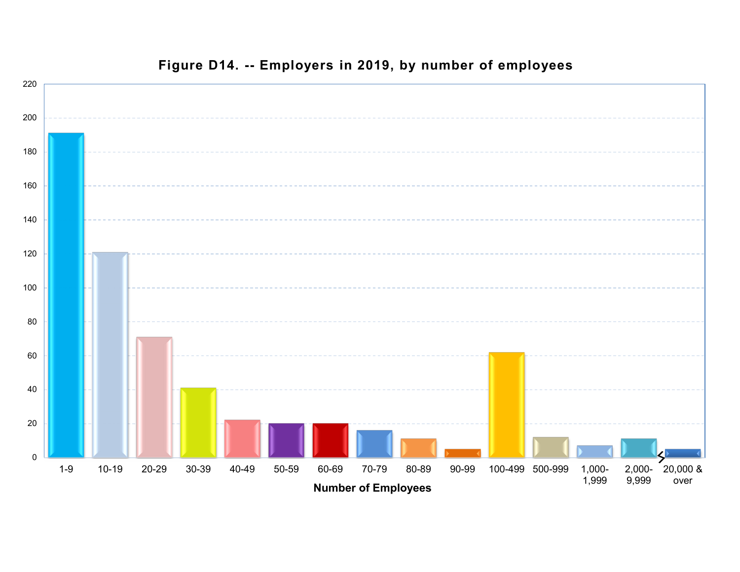## Figure D14. -- Employers in 2019, by number of employees

| Number of Employees | Employers |
|---|---|
| 1-9 | 191 |
| 10-19 | 121 |
| 20-29 | 71 |
| 30-39 | 41 |
| 40-49 | 22 |
| 50-59 | 20 |
| 60-69 | 20 |
| 70-79 | 16 |
| 80-89 | 11 |
| 90-99 | 5 |
| 100-499 | 62 |
| 500-999 | 12 |
| 1,000-1,999 | 7 |
| 2,000-9,999 | 11 |
| 20,000 & over | 5 |

Number of Employees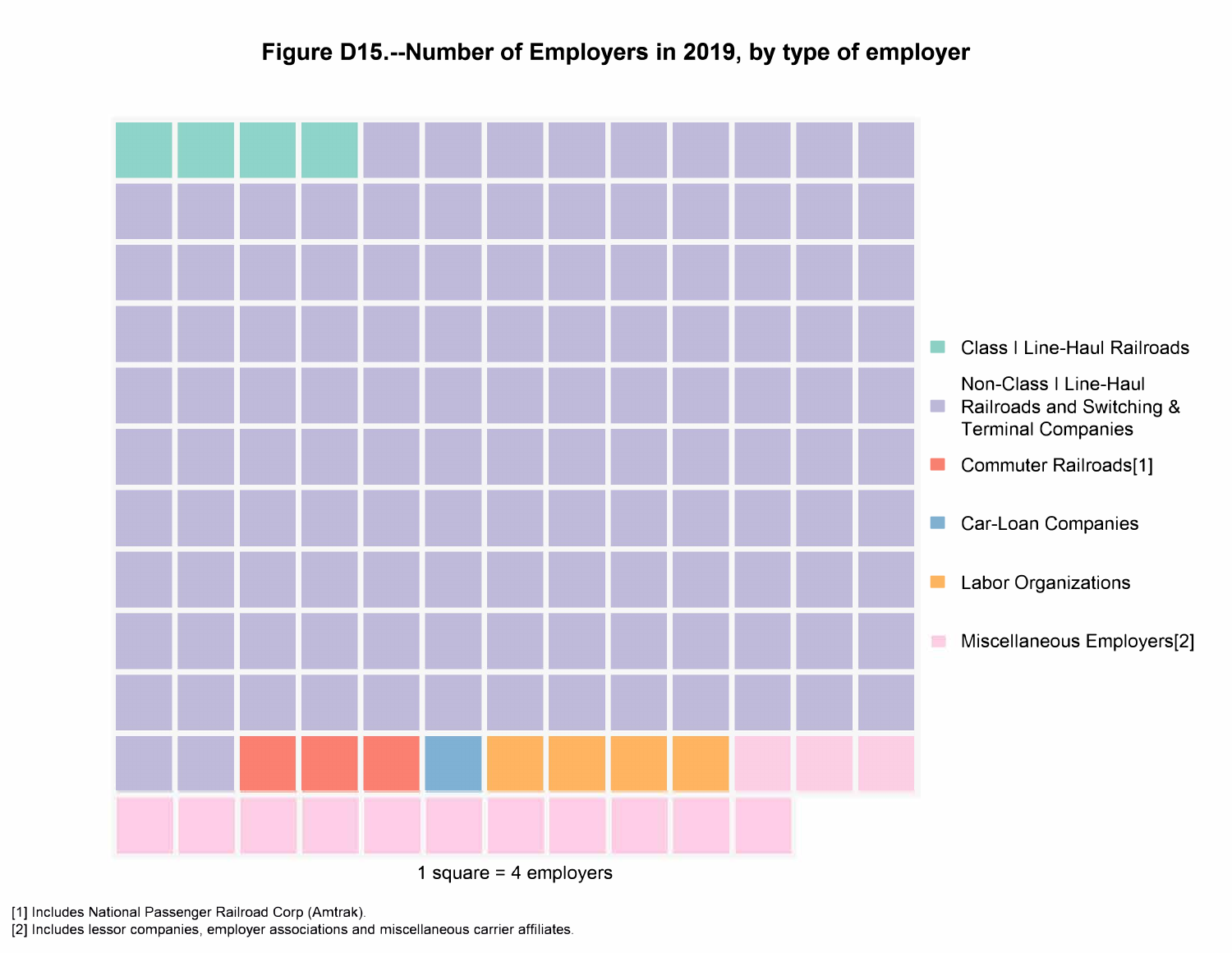**Figure D15.--Number of Employers in 2019, by type of employer**

Class I Line-Haul Railroads

Non-Class I Line-Haul Railroads and Switching & Terminal Companies

Commuter Railroads[1]

Car-Loan Companies

Labor Organizations

Miscellaneous Employers[2]

1 square = 4 employers

[1] Includes National Passenger Railroad Corp (Amtrak).
[2] Includes lessor companies, employer associations and miscellaneous carrier affiliates.